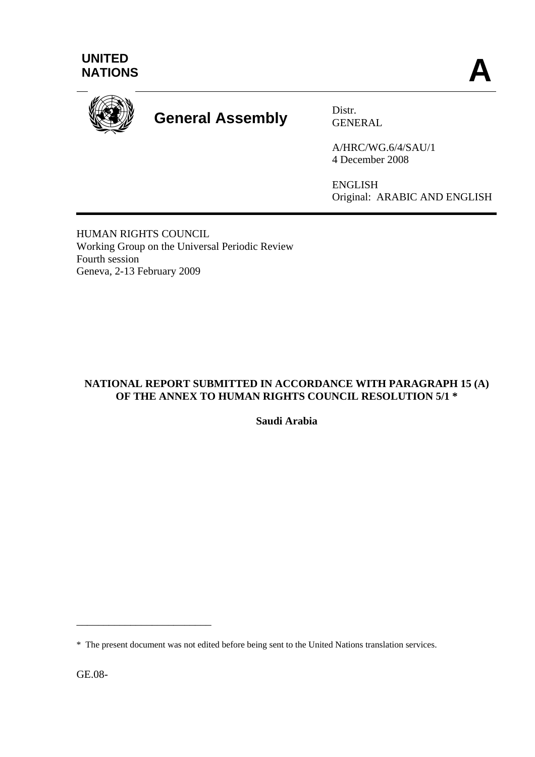UNITED NATIONS

**A**

# General Assembly

Distr.
GENERAL

A/HRC/WG.6/4/SAU/1
4 December 2008

ENGLISH
Original: ARABIC AND ENGLISH

HUMAN RIGHTS COUNCIL
Working Group on the Universal Periodic Review
Fourth session
Geneva, 2-13 February 2009

**NATIONAL REPORT SUBMITTED IN ACCORDANCE WITH PARAGRAPH 15 (A) OF THE ANNEX TO HUMAN RIGHTS COUNCIL RESOLUTION 5/1 ***

**Saudi Arabia**

\* The present document was not edited before being sent to the United Nations translation services.

GE.08-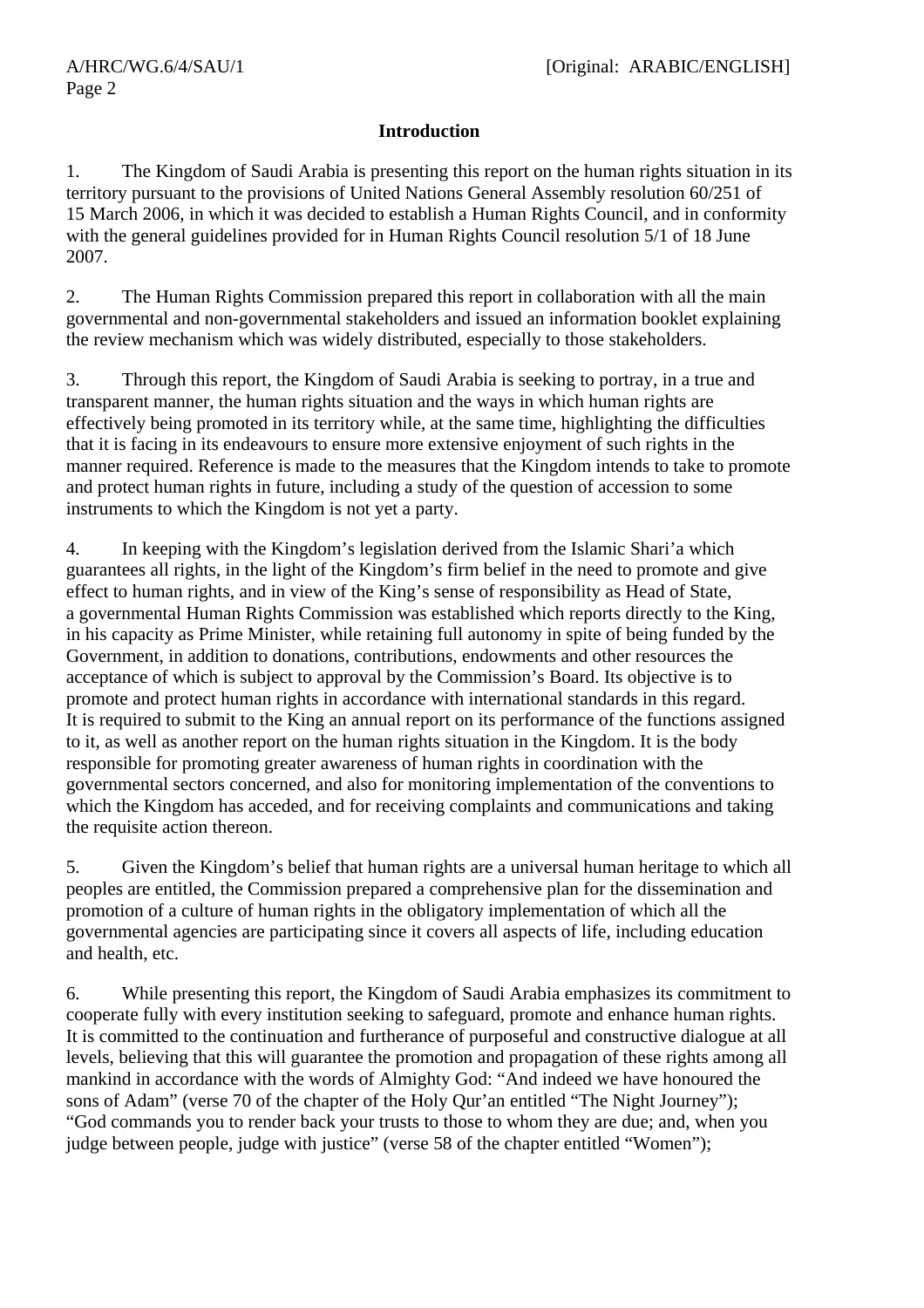## Introduction

1. The Kingdom of Saudi Arabia is presenting this report on the human rights situation in its territory pursuant to the provisions of United Nations General Assembly resolution 60/251 of 15 March 2006, in which it was decided to establish a Human Rights Council, and in conformity with the general guidelines provided for in Human Rights Council resolution 5/1 of 18 June 2007.

2. The Human Rights Commission prepared this report in collaboration with all the main governmental and non-governmental stakeholders and issued an information booklet explaining the review mechanism which was widely distributed, especially to those stakeholders.

3. Through this report, the Kingdom of Saudi Arabia is seeking to portray, in a true and transparent manner, the human rights situation and the ways in which human rights are effectively being promoted in its territory while, at the same time, highlighting the difficulties that it is facing in its endeavours to ensure more extensive enjoyment of such rights in the manner required. Reference is made to the measures that the Kingdom intends to take to promote and protect human rights in future, including a study of the question of accession to some instruments to which the Kingdom is not yet a party.

4. In keeping with the Kingdom's legislation derived from the Islamic Shari'a which guarantees all rights, in the light of the Kingdom's firm belief in the need to promote and give effect to human rights, and in view of the King's sense of responsibility as Head of State, a governmental Human Rights Commission was established which reports directly to the King, in his capacity as Prime Minister, while retaining full autonomy in spite of being funded by the Government, in addition to donations, contributions, endowments and other resources the acceptance of which is subject to approval by the Commission's Board. Its objective is to promote and protect human rights in accordance with international standards in this regard. It is required to submit to the King an annual report on its performance of the functions assigned to it, as well as another report on the human rights situation in the Kingdom. It is the body responsible for promoting greater awareness of human rights in coordination with the governmental sectors concerned, and also for monitoring implementation of the conventions to which the Kingdom has acceded, and for receiving complaints and communications and taking the requisite action thereon.

5. Given the Kingdom's belief that human rights are a universal human heritage to which all peoples are entitled, the Commission prepared a comprehensive plan for the dissemination and promotion of a culture of human rights in the obligatory implementation of which all the governmental agencies are participating since it covers all aspects of life, including education and health, etc.

6. While presenting this report, the Kingdom of Saudi Arabia emphasizes its commitment to cooperate fully with every institution seeking to safeguard, promote and enhance human rights. It is committed to the continuation and furtherance of purposeful and constructive dialogue at all levels, believing that this will guarantee the promotion and propagation of these rights among all mankind in accordance with the words of Almighty God: "And indeed we have honoured the sons of Adam" (verse 70 of the chapter of the Holy Qur'an entitled "The Night Journey"); "God commands you to render back your trusts to those to whom they are due; and, when you judge between people, judge with justice" (verse 58 of the chapter entitled "Women");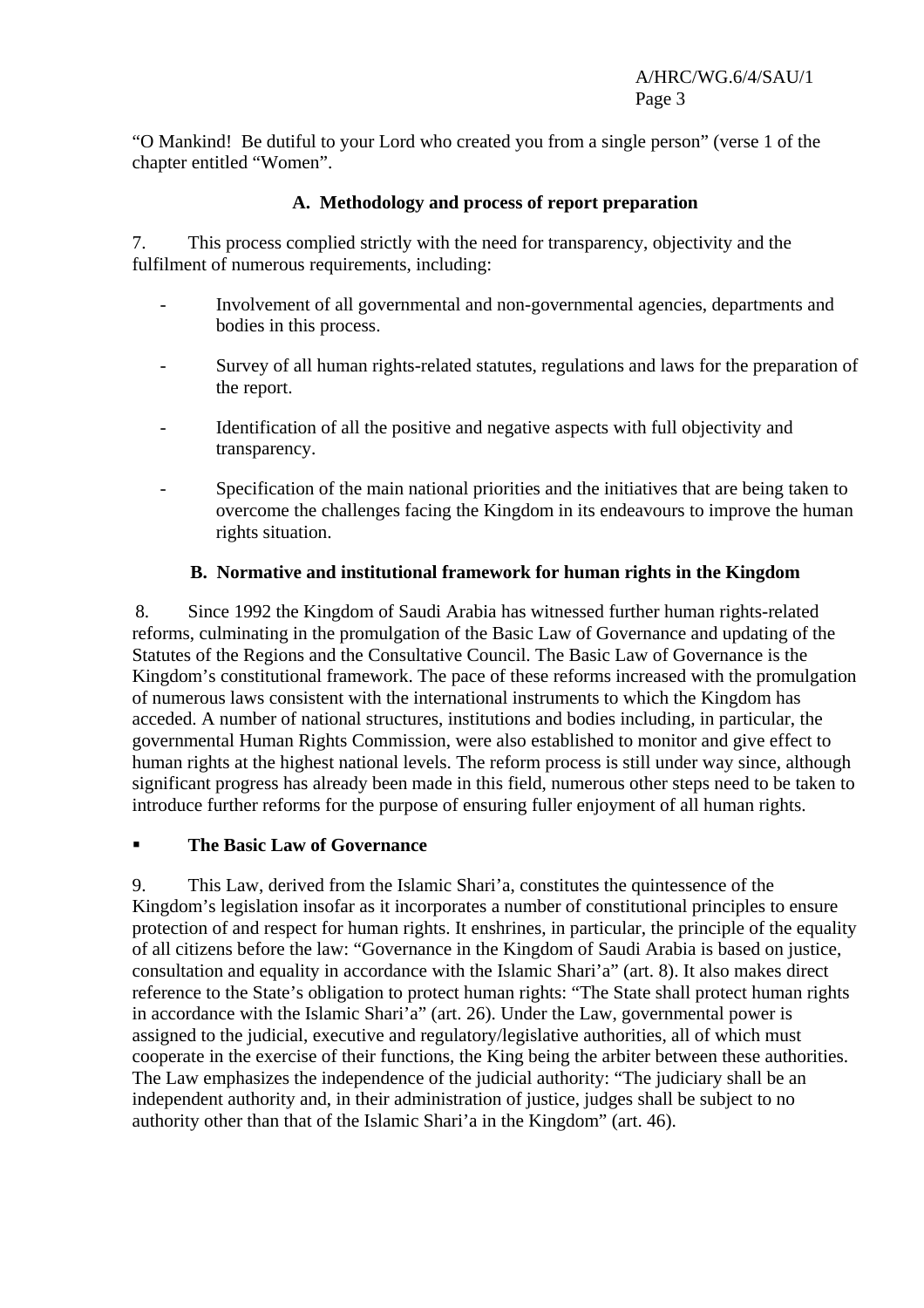"O Mankind!  Be dutiful to your Lord who created you from a single person" (verse 1 of the chapter entitled "Women".

### A. Methodology and process of report preparation

7. This process complied strictly with the need for transparency, objectivity and the fulfilment of numerous requirements, including:

- Involvement of all governmental and non-governmental agencies, departments and bodies in this process.
- Survey of all human rights-related statutes, regulations and laws for the preparation of the report.
- Identification of all the positive and negative aspects with full objectivity and transparency.
- Specification of the main national priorities and the initiatives that are being taken to overcome the challenges facing the Kingdom in its endeavours to improve the human rights situation.

### B. Normative and institutional framework for human rights in the Kingdom

8. Since 1992 the Kingdom of Saudi Arabia has witnessed further human rights-related reforms, culminating in the promulgation of the Basic Law of Governance and updating of the Statutes of the Regions and the Consultative Council. The Basic Law of Governance is the Kingdom's constitutional framework. The pace of these reforms increased with the promulgation of numerous laws consistent with the international instruments to which the Kingdom has acceded. A number of national structures, institutions and bodies including, in particular, the governmental Human Rights Commission, were also established to monitor and give effect to human rights at the highest national levels. The reform process is still under way since, although significant progress has already been made in this field, numerous other steps need to be taken to introduce further reforms for the purpose of ensuring fuller enjoyment of all human rights.

- **The Basic Law of Governance**

9. This Law, derived from the Islamic Shari'a, constitutes the quintessence of the Kingdom's legislation insofar as it incorporates a number of constitutional principles to ensure protection of and respect for human rights. It enshrines, in particular, the principle of the equality of all citizens before the law: "Governance in the Kingdom of Saudi Arabia is based on justice, consultation and equality in accordance with the Islamic Shari'a" (art. 8). It also makes direct reference to the State's obligation to protect human rights: "The State shall protect human rights in accordance with the Islamic Shari'a" (art. 26). Under the Law, governmental power is assigned to the judicial, executive and regulatory/legislative authorities, all of which must cooperate in the exercise of their functions, the King being the arbiter between these authorities. The Law emphasizes the independence of the judicial authority: "The judiciary shall be an independent authority and, in their administration of justice, judges shall be subject to no authority other than that of the Islamic Shari'a in the Kingdom" (art. 46).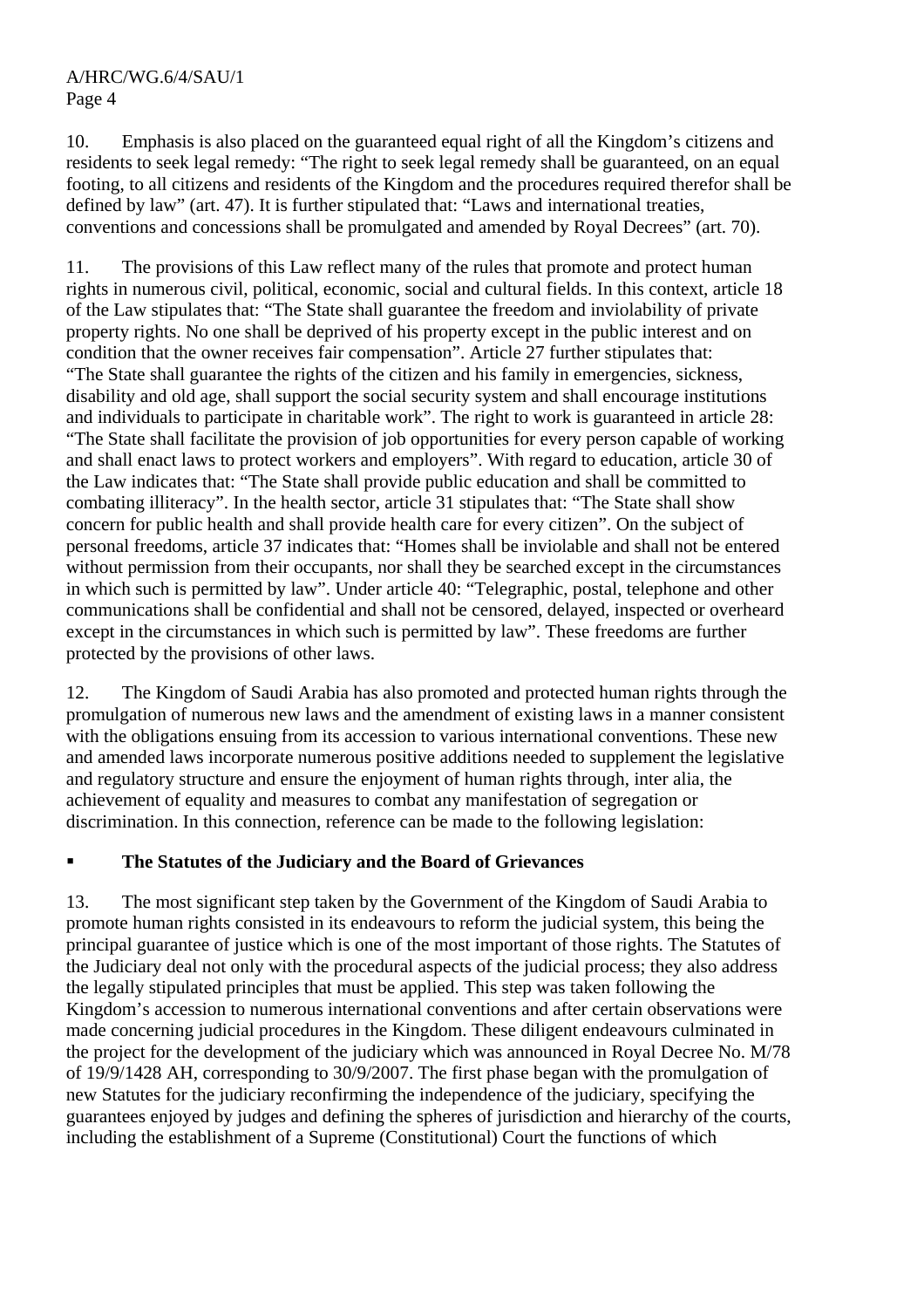10. Emphasis is also placed on the guaranteed equal right of all the Kingdom's citizens and residents to seek legal remedy: "The right to seek legal remedy shall be guaranteed, on an equal footing, to all citizens and residents of the Kingdom and the procedures required therefor shall be defined by law" (art. 47). It is further stipulated that: "Laws and international treaties, conventions and concessions shall be promulgated and amended by Royal Decrees" (art. 70).

11. The provisions of this Law reflect many of the rules that promote and protect human rights in numerous civil, political, economic, social and cultural fields. In this context, article 18 of the Law stipulates that: "The State shall guarantee the freedom and inviolability of private property rights. No one shall be deprived of his property except in the public interest and on condition that the owner receives fair compensation". Article 27 further stipulates that: "The State shall guarantee the rights of the citizen and his family in emergencies, sickness, disability and old age, shall support the social security system and shall encourage institutions and individuals to participate in charitable work". The right to work is guaranteed in article 28: "The State shall facilitate the provision of job opportunities for every person capable of working and shall enact laws to protect workers and employers". With regard to education, article 30 of the Law indicates that: "The State shall provide public education and shall be committed to combating illiteracy". In the health sector, article 31 stipulates that: "The State shall show concern for public health and shall provide health care for every citizen". On the subject of personal freedoms, article 37 indicates that: "Homes shall be inviolable and shall not be entered without permission from their occupants, nor shall they be searched except in the circumstances in which such is permitted by law". Under article 40: "Telegraphic, postal, telephone and other communications shall be confidential and shall not be censored, delayed, inspected or overheard except in the circumstances in which such is permitted by law". These freedoms are further protected by the provisions of other laws.

12. The Kingdom of Saudi Arabia has also promoted and protected human rights through the promulgation of numerous new laws and the amendment of existing laws in a manner consistent with the obligations ensuing from its accession to various international conventions. These new and amended laws incorporate numerous positive additions needed to supplement the legislative and regulatory structure and ensure the enjoyment of human rights through, inter alia, the achievement of equality and measures to combat any manifestation of segregation or discrimination. In this connection, reference can be made to the following legislation:

- **The Statutes of the Judiciary and the Board of Grievances**

13. The most significant step taken by the Government of the Kingdom of Saudi Arabia to promote human rights consisted in its endeavours to reform the judicial system, this being the principal guarantee of justice which is one of the most important of those rights. The Statutes of the Judiciary deal not only with the procedural aspects of the judicial process; they also address the legally stipulated principles that must be applied. This step was taken following the Kingdom's accession to numerous international conventions and after certain observations were made concerning judicial procedures in the Kingdom. These diligent endeavours culminated in the project for the development of the judiciary which was announced in Royal Decree No. M/78 of 19/9/1428 AH, corresponding to 30/9/2007. The first phase began with the promulgation of new Statutes for the judiciary reconfirming the independence of the judiciary, specifying the guarantees enjoyed by judges and defining the spheres of jurisdiction and hierarchy of the courts, including the establishment of a Supreme (Constitutional) Court the functions of which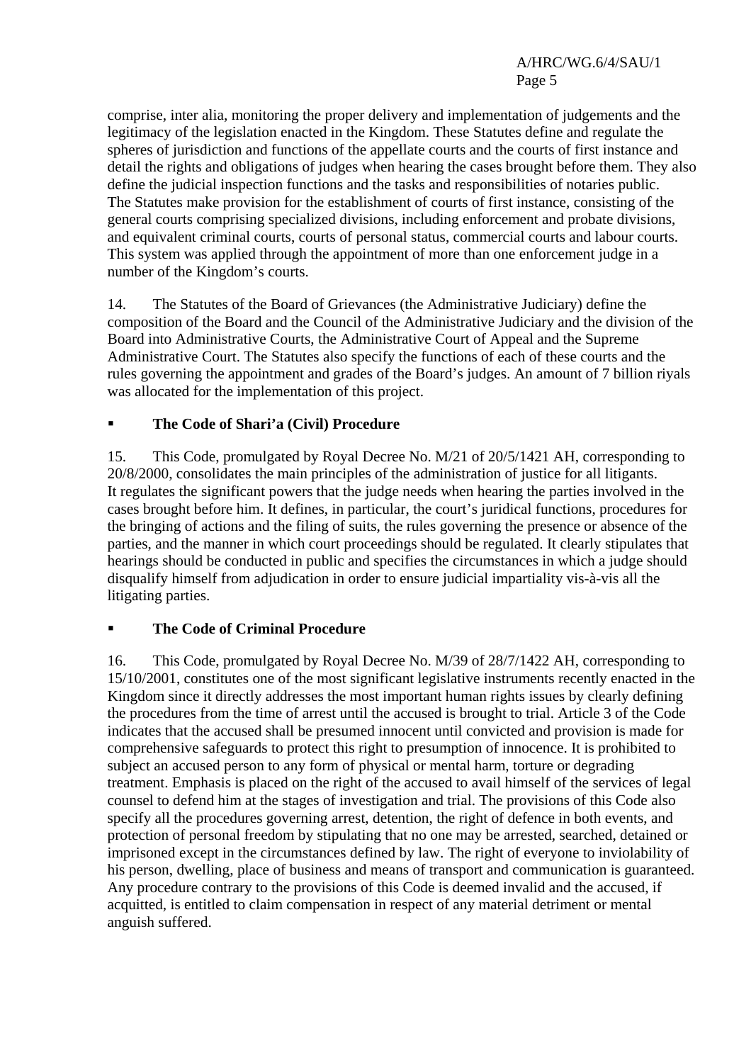comprise, inter alia, monitoring the proper delivery and implementation of judgements and the legitimacy of the legislation enacted in the Kingdom. These Statutes define and regulate the spheres of jurisdiction and functions of the appellate courts and the courts of first instance and detail the rights and obligations of judges when hearing the cases brought before them. They also define the judicial inspection functions and the tasks and responsibilities of notaries public. The Statutes make provision for the establishment of courts of first instance, consisting of the general courts comprising specialized divisions, including enforcement and probate divisions, and equivalent criminal courts, courts of personal status, commercial courts and labour courts. This system was applied through the appointment of more than one enforcement judge in a number of the Kingdom's courts.

14. The Statutes of the Board of Grievances (the Administrative Judiciary) define the composition of the Board and the Council of the Administrative Judiciary and the division of the Board into Administrative Courts, the Administrative Court of Appeal and the Supreme Administrative Court. The Statutes also specify the functions of each of these courts and the rules governing the appointment and grades of the Board's judges. An amount of 7 billion riyals was allocated for the implementation of this project.

- **The Code of Shari'a (Civil) Procedure**

15. This Code, promulgated by Royal Decree No. M/21 of 20/5/1421 AH, corresponding to 20/8/2000, consolidates the main principles of the administration of justice for all litigants. It regulates the significant powers that the judge needs when hearing the parties involved in the cases brought before him. It defines, in particular, the court's juridical functions, procedures for the bringing of actions and the filing of suits, the rules governing the presence or absence of the parties, and the manner in which court proceedings should be regulated. It clearly stipulates that hearings should be conducted in public and specifies the circumstances in which a judge should disqualify himself from adjudication in order to ensure judicial impartiality vis-à-vis all the litigating parties.

- **The Code of Criminal Procedure**

16. This Code, promulgated by Royal Decree No. M/39 of 28/7/1422 AH, corresponding to 15/10/2001, constitutes one of the most significant legislative instruments recently enacted in the Kingdom since it directly addresses the most important human rights issues by clearly defining the procedures from the time of arrest until the accused is brought to trial. Article 3 of the Code indicates that the accused shall be presumed innocent until convicted and provision is made for comprehensive safeguards to protect this right to presumption of innocence. It is prohibited to subject an accused person to any form of physical or mental harm, torture or degrading treatment. Emphasis is placed on the right of the accused to avail himself of the services of legal counsel to defend him at the stages of investigation and trial. The provisions of this Code also specify all the procedures governing arrest, detention, the right of defence in both events, and protection of personal freedom by stipulating that no one may be arrested, searched, detained or imprisoned except in the circumstances defined by law. The right of everyone to inviolability of his person, dwelling, place of business and means of transport and communication is guaranteed. Any procedure contrary to the provisions of this Code is deemed invalid and the accused, if acquitted, is entitled to claim compensation in respect of any material detriment or mental anguish suffered.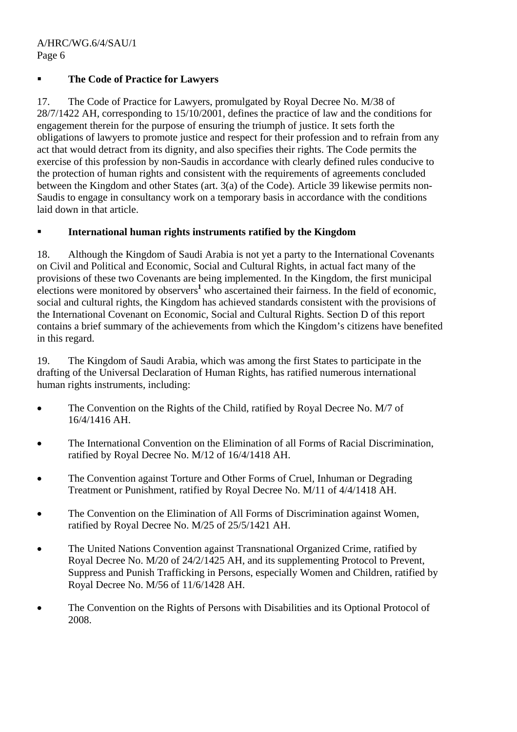- **The Code of Practice for Lawyers**

17. The Code of Practice for Lawyers, promulgated by Royal Decree No. M/38 of 28/7/1422 AH, corresponding to 15/10/2001, defines the practice of law and the conditions for engagement therein for the purpose of ensuring the triumph of justice. It sets forth the obligations of lawyers to promote justice and respect for their profession and to refrain from any act that would detract from its dignity, and also specifies their rights. The Code permits the exercise of this profession by non-Saudis in accordance with clearly defined rules conducive to the protection of human rights and consistent with the requirements of agreements concluded between the Kingdom and other States (art. 3(a) of the Code). Article 39 likewise permits non-Saudis to engage in consultancy work on a temporary basis in accordance with the conditions laid down in that article.

- **International human rights instruments ratified by the Kingdom**

18. Although the Kingdom of Saudi Arabia is not yet a party to the International Covenants on Civil and Political and Economic, Social and Cultural Rights, in actual fact many of the provisions of these two Covenants are being implemented. In the Kingdom, the first municipal elections were monitored by observers[1] who ascertained their fairness. In the field of economic, social and cultural rights, the Kingdom has achieved standards consistent with the provisions of the International Covenant on Economic, Social and Cultural Rights. Section D of this report contains a brief summary of the achievements from which the Kingdom's citizens have benefited in this regard.

19. The Kingdom of Saudi Arabia, which was among the first States to participate in the drafting of the Universal Declaration of Human Rights, has ratified numerous international human rights instruments, including:

- The Convention on the Rights of the Child, ratified by Royal Decree No. M/7 of 16/4/1416 AH.
- The International Convention on the Elimination of all Forms of Racial Discrimination, ratified by Royal Decree No. M/12 of 16/4/1418 AH.
- The Convention against Torture and Other Forms of Cruel, Inhuman or Degrading Treatment or Punishment, ratified by Royal Decree No. M/11 of 4/4/1418 AH.
- The Convention on the Elimination of All Forms of Discrimination against Women, ratified by Royal Decree No. M/25 of 25/5/1421 AH.
- The United Nations Convention against Transnational Organized Crime, ratified by Royal Decree No. M/20 of 24/2/1425 AH, and its supplementing Protocol to Prevent, Suppress and Punish Trafficking in Persons, especially Women and Children, ratified by Royal Decree No. M/56 of 11/6/1428 AH.
- The Convention on the Rights of Persons with Disabilities and its Optional Protocol of 2008.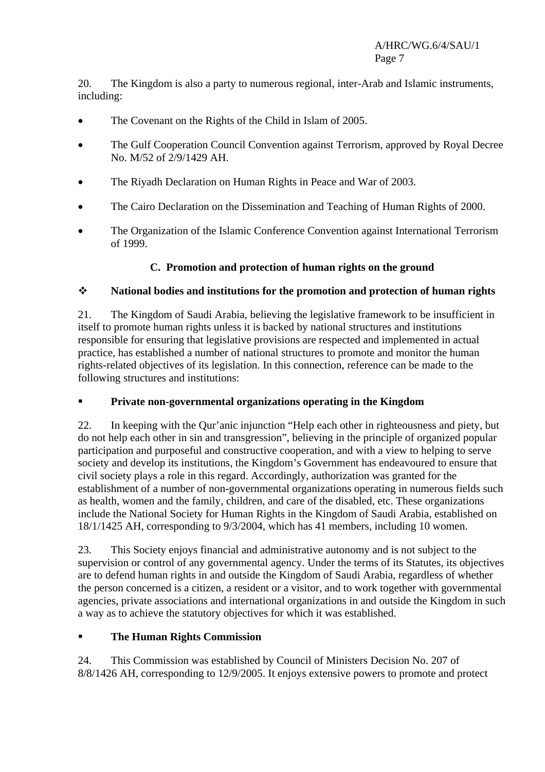20. The Kingdom is also a party to numerous regional, inter-Arab and Islamic instruments, including:

- The Covenant on the Rights of the Child in Islam of 2005.
- The Gulf Cooperation Council Convention against Terrorism, approved by Royal Decree No. M/52 of 2/9/1429 AH.
- The Riyadh Declaration on Human Rights in Peace and War of 2003.
- The Cairo Declaration on the Dissemination and Teaching of Human Rights of 2000.
- The Organization of the Islamic Conference Convention against International Terrorism of 1999.

### C. Promotion and protection of human rights on the ground

❖ **National bodies and institutions for the promotion and protection of human rights**

21. The Kingdom of Saudi Arabia, believing the legislative framework to be insufficient in itself to promote human rights unless it is backed by national structures and institutions responsible for ensuring that legislative provisions are respected and implemented in actual practice, has established a number of national structures to promote and monitor the human rights-related objectives of its legislation. In this connection, reference can be made to the following structures and institutions:

▪ **Private non-governmental organizations operating in the Kingdom**

22. In keeping with the Qur'anic injunction "Help each other in righteousness and piety, but do not help each other in sin and transgression", believing in the principle of organized popular participation and purposeful and constructive cooperation, and with a view to helping to serve society and develop its institutions, the Kingdom's Government has endeavoured to ensure that civil society plays a role in this regard. Accordingly, authorization was granted for the establishment of a number of non-governmental organizations operating in numerous fields such as health, women and the family, children, and care of the disabled, etc. These organizations include the National Society for Human Rights in the Kingdom of Saudi Arabia, established on 18/1/1425 AH, corresponding to 9/3/2004, which has 41 members, including 10 women.

23. This Society enjoys financial and administrative autonomy and is not subject to the supervision or control of any governmental agency. Under the terms of its Statutes, its objectives are to defend human rights in and outside the Kingdom of Saudi Arabia, regardless of whether the person concerned is a citizen, a resident or a visitor, and to work together with governmental agencies, private associations and international organizations in and outside the Kingdom in such a way as to achieve the statutory objectives for which it was established.

▪ **The Human Rights Commission**

24. This Commission was established by Council of Ministers Decision No. 207 of 8/8/1426 AH, corresponding to 12/9/2005. It enjoys extensive powers to promote and protect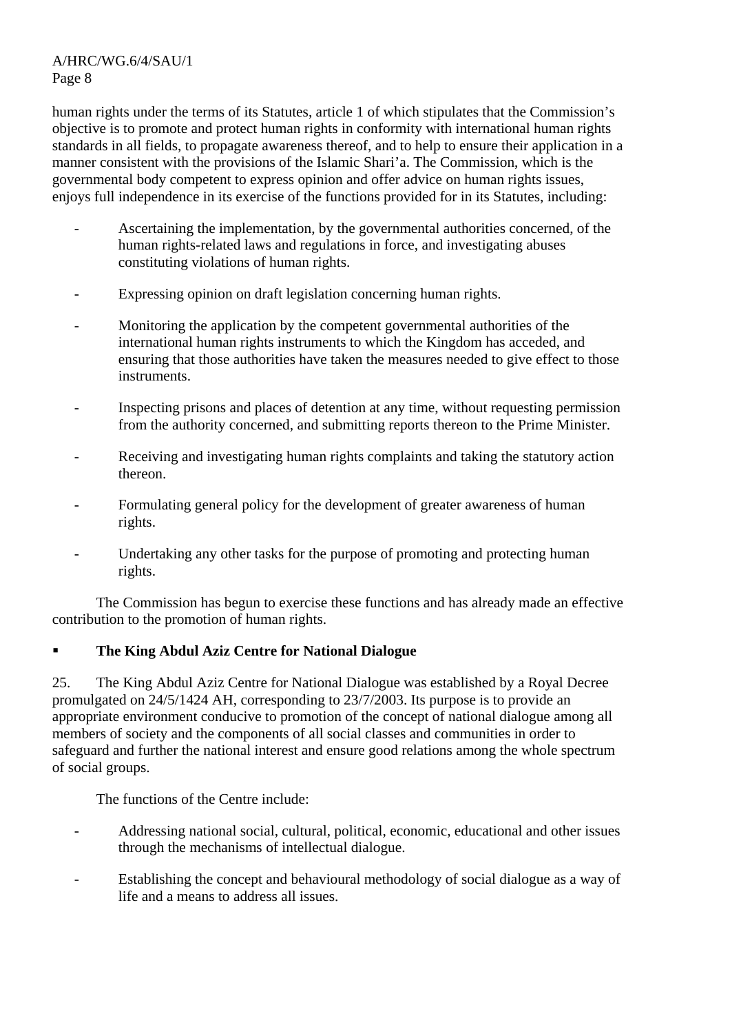human rights under the terms of its Statutes, article 1 of which stipulates that the Commission's objective is to promote and protect human rights in conformity with international human rights standards in all fields, to propagate awareness thereof, and to help to ensure their application in a manner consistent with the provisions of the Islamic Shari'a. The Commission, which is the governmental body competent to express opinion and offer advice on human rights issues, enjoys full independence in its exercise of the functions provided for in its Statutes, including:

- Ascertaining the implementation, by the governmental authorities concerned, of the human rights-related laws and regulations in force, and investigating abuses constituting violations of human rights.
- Expressing opinion on draft legislation concerning human rights.
- Monitoring the application by the competent governmental authorities of the international human rights instruments to which the Kingdom has acceded, and ensuring that those authorities have taken the measures needed to give effect to those instruments.
- Inspecting prisons and places of detention at any time, without requesting permission from the authority concerned, and submitting reports thereon to the Prime Minister.
- Receiving and investigating human rights complaints and taking the statutory action thereon.
- Formulating general policy for the development of greater awareness of human rights.
- Undertaking any other tasks for the purpose of promoting and protecting human rights.

The Commission has begun to exercise these functions and has already made an effective contribution to the promotion of human rights.

- **The King Abdul Aziz Centre for National Dialogue**

25. The King Abdul Aziz Centre for National Dialogue was established by a Royal Decree promulgated on 24/5/1424 AH, corresponding to 23/7/2003. Its purpose is to provide an appropriate environment conducive to promotion of the concept of national dialogue among all members of society and the components of all social classes and communities in order to safeguard and further the national interest and ensure good relations among the whole spectrum of social groups.

The functions of the Centre include:

- Addressing national social, cultural, political, economic, educational and other issues through the mechanisms of intellectual dialogue.
- Establishing the concept and behavioural methodology of social dialogue as a way of life and a means to address all issues.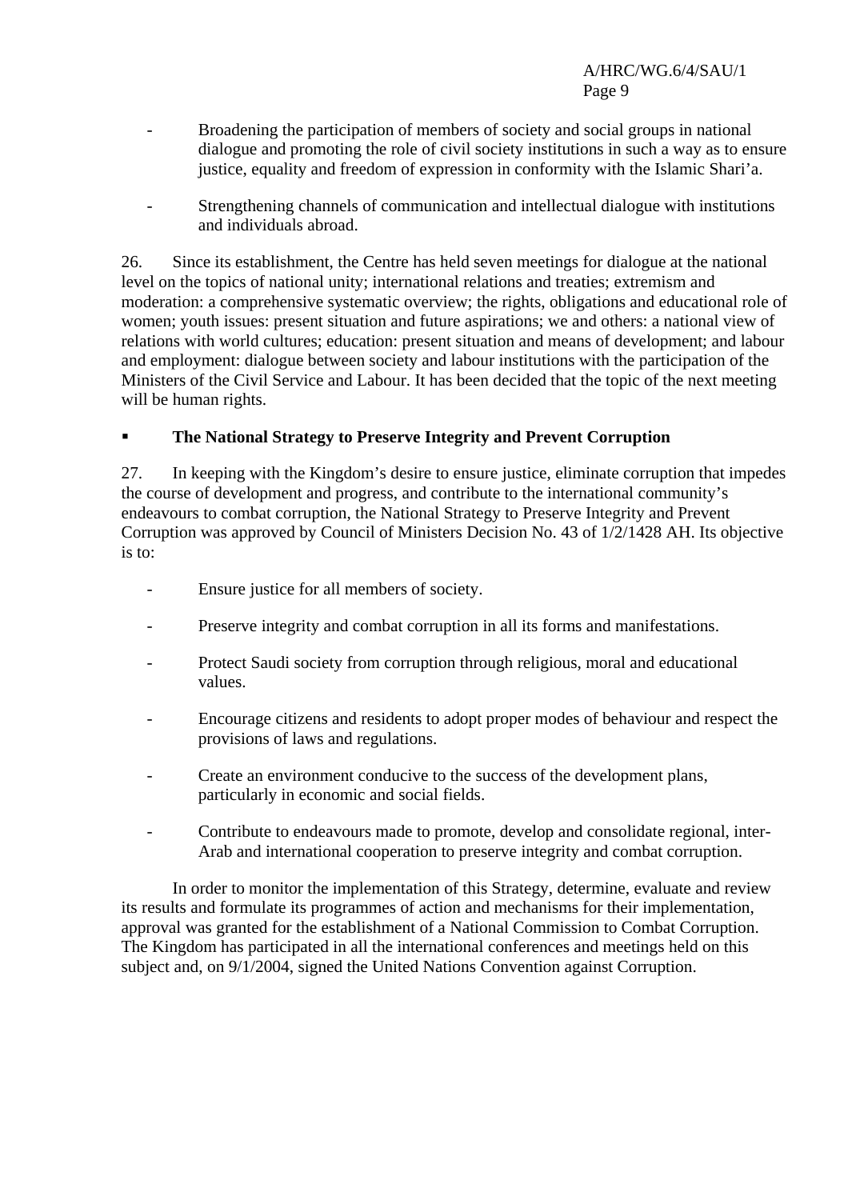- Broadening the participation of members of society and social groups in national dialogue and promoting the role of civil society institutions in such a way as to ensure justice, equality and freedom of expression in conformity with the Islamic Shari'a.

- Strengthening channels of communication and intellectual dialogue with institutions and individuals abroad.

26. Since its establishment, the Centre has held seven meetings for dialogue at the national level on the topics of national unity; international relations and treaties; extremism and moderation: a comprehensive systematic overview; the rights, obligations and educational role of women; youth issues: present situation and future aspirations; we and others: a national view of relations with world cultures; education: present situation and means of development; and labour and employment: dialogue between society and labour institutions with the participation of the Ministers of the Civil Service and Labour. It has been decided that the topic of the next meeting will be human rights.

- **The National Strategy to Preserve Integrity and Prevent Corruption**

27. In keeping with the Kingdom's desire to ensure justice, eliminate corruption that impedes the course of development and progress, and contribute to the international community's endeavours to combat corruption, the National Strategy to Preserve Integrity and Prevent Corruption was approved by Council of Ministers Decision No. 43 of 1/2/1428 AH. Its objective is to:

- Ensure justice for all members of society.

- Preserve integrity and combat corruption in all its forms and manifestations.

- Protect Saudi society from corruption through religious, moral and educational values.

- Encourage citizens and residents to adopt proper modes of behaviour and respect the provisions of laws and regulations.

- Create an environment conducive to the success of the development plans, particularly in economic and social fields.

- Contribute to endeavours made to promote, develop and consolidate regional, inter-Arab and international cooperation to preserve integrity and combat corruption.

In order to monitor the implementation of this Strategy, determine, evaluate and review its results and formulate its programmes of action and mechanisms for their implementation, approval was granted for the establishment of a National Commission to Combat Corruption. The Kingdom has participated in all the international conferences and meetings held on this subject and, on 9/1/2004, signed the United Nations Convention against Corruption.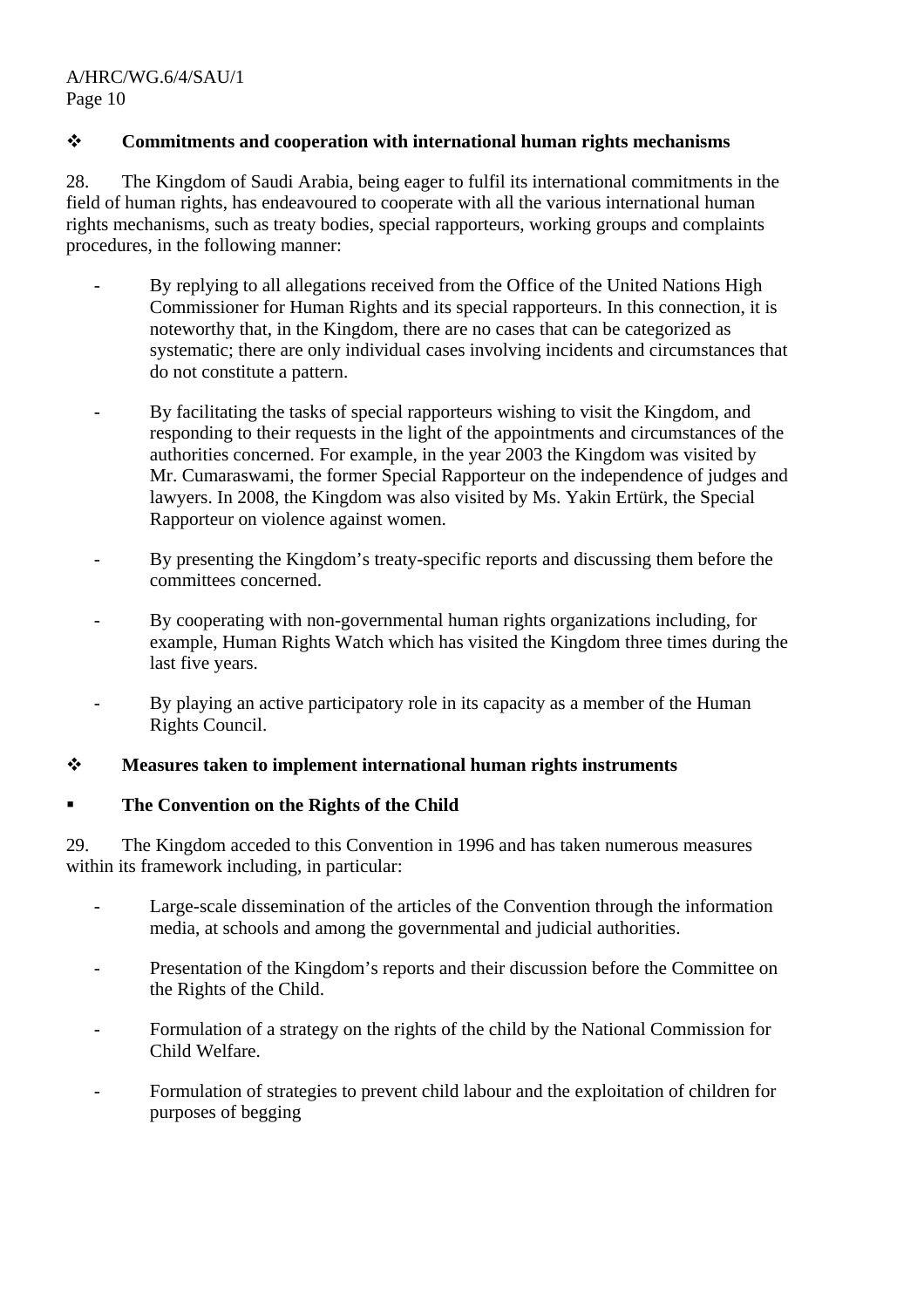### ❖ Commitments and cooperation with international human rights mechanisms

28. The Kingdom of Saudi Arabia, being eager to fulfil its international commitments in the field of human rights, has endeavoured to cooperate with all the various international human rights mechanisms, such as treaty bodies, special rapporteurs, working groups and complaints procedures, in the following manner:

- By replying to all allegations received from the Office of the United Nations High Commissioner for Human Rights and its special rapporteurs. In this connection, it is noteworthy that, in the Kingdom, there are no cases that can be categorized as systematic; there are only individual cases involving incidents and circumstances that do not constitute a pattern.

- By facilitating the tasks of special rapporteurs wishing to visit the Kingdom, and responding to their requests in the light of the appointments and circumstances of the authorities concerned. For example, in the year 2003 the Kingdom was visited by Mr. Cumaraswami, the former Special Rapporteur on the independence of judges and lawyers. In 2008, the Kingdom was also visited by Ms. Yakin Ertürk, the Special Rapporteur on violence against women.

- By presenting the Kingdom's treaty-specific reports and discussing them before the committees concerned.

- By cooperating with non-governmental human rights organizations including, for example, Human Rights Watch which has visited the Kingdom three times during the last five years.

- By playing an active participatory role in its capacity as a member of the Human Rights Council.

### ❖ Measures taken to implement international human rights instruments

#### ▪ The Convention on the Rights of the Child

29. The Kingdom acceded to this Convention in 1996 and has taken numerous measures within its framework including, in particular:

- Large-scale dissemination of the articles of the Convention through the information media, at schools and among the governmental and judicial authorities.

- Presentation of the Kingdom's reports and their discussion before the Committee on the Rights of the Child.

- Formulation of a strategy on the rights of the child by the National Commission for Child Welfare.

- Formulation of strategies to prevent child labour and the exploitation of children for purposes of begging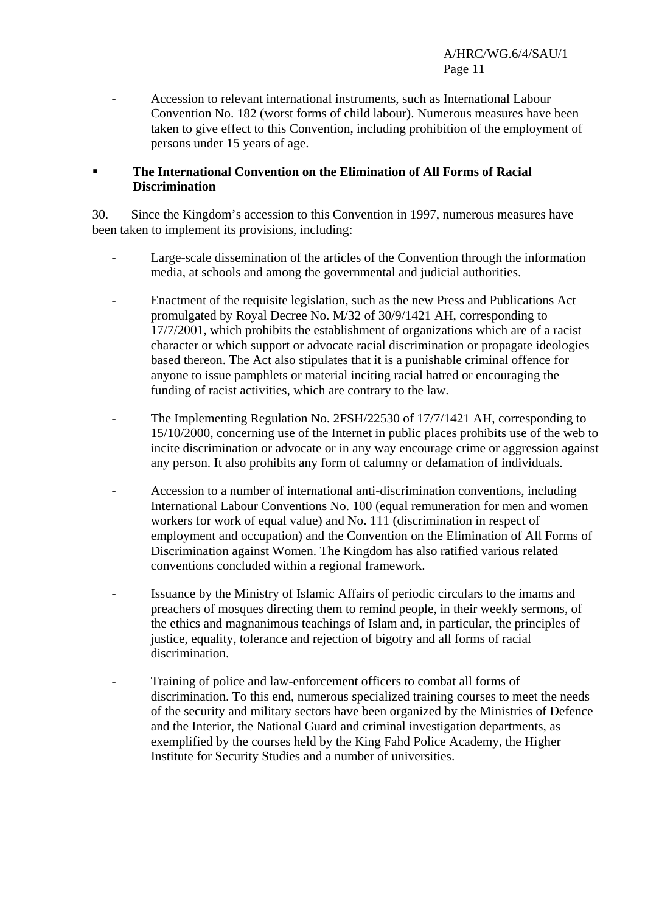- Accession to relevant international instruments, such as International Labour Convention No. 182 (worst forms of child labour). Numerous measures have been taken to give effect to this Convention, including prohibition of the employment of persons under 15 years of age.

▪ **The International Convention on the Elimination of All Forms of Racial Discrimination**

30. Since the Kingdom's accession to this Convention in 1997, numerous measures have been taken to implement its provisions, including:

- Large-scale dissemination of the articles of the Convention through the information media, at schools and among the governmental and judicial authorities.

- Enactment of the requisite legislation, such as the new Press and Publications Act promulgated by Royal Decree No. M/32 of 30/9/1421 AH, corresponding to 17/7/2001, which prohibits the establishment of organizations which are of a racist character or which support or advocate racial discrimination or propagate ideologies based thereon. The Act also stipulates that it is a punishable criminal offence for anyone to issue pamphlets or material inciting racial hatred or encouraging the funding of racist activities, which are contrary to the law.

- The Implementing Regulation No. 2FSH/22530 of 17/7/1421 AH, corresponding to 15/10/2000, concerning use of the Internet in public places prohibits use of the web to incite discrimination or advocate or in any way encourage crime or aggression against any person. It also prohibits any form of calumny or defamation of individuals.

- Accession to a number of international anti-discrimination conventions, including International Labour Conventions No. 100 (equal remuneration for men and women workers for work of equal value) and No. 111 (discrimination in respect of employment and occupation) and the Convention on the Elimination of All Forms of Discrimination against Women. The Kingdom has also ratified various related conventions concluded within a regional framework.

- Issuance by the Ministry of Islamic Affairs of periodic circulars to the imams and preachers of mosques directing them to remind people, in their weekly sermons, of the ethics and magnanimous teachings of Islam and, in particular, the principles of justice, equality, tolerance and rejection of bigotry and all forms of racial discrimination.

- Training of police and law-enforcement officers to combat all forms of discrimination. To this end, numerous specialized training courses to meet the needs of the security and military sectors have been organized by the Ministries of Defence and the Interior, the National Guard and criminal investigation departments, as exemplified by the courses held by the King Fahd Police Academy, the Higher Institute for Security Studies and a number of universities.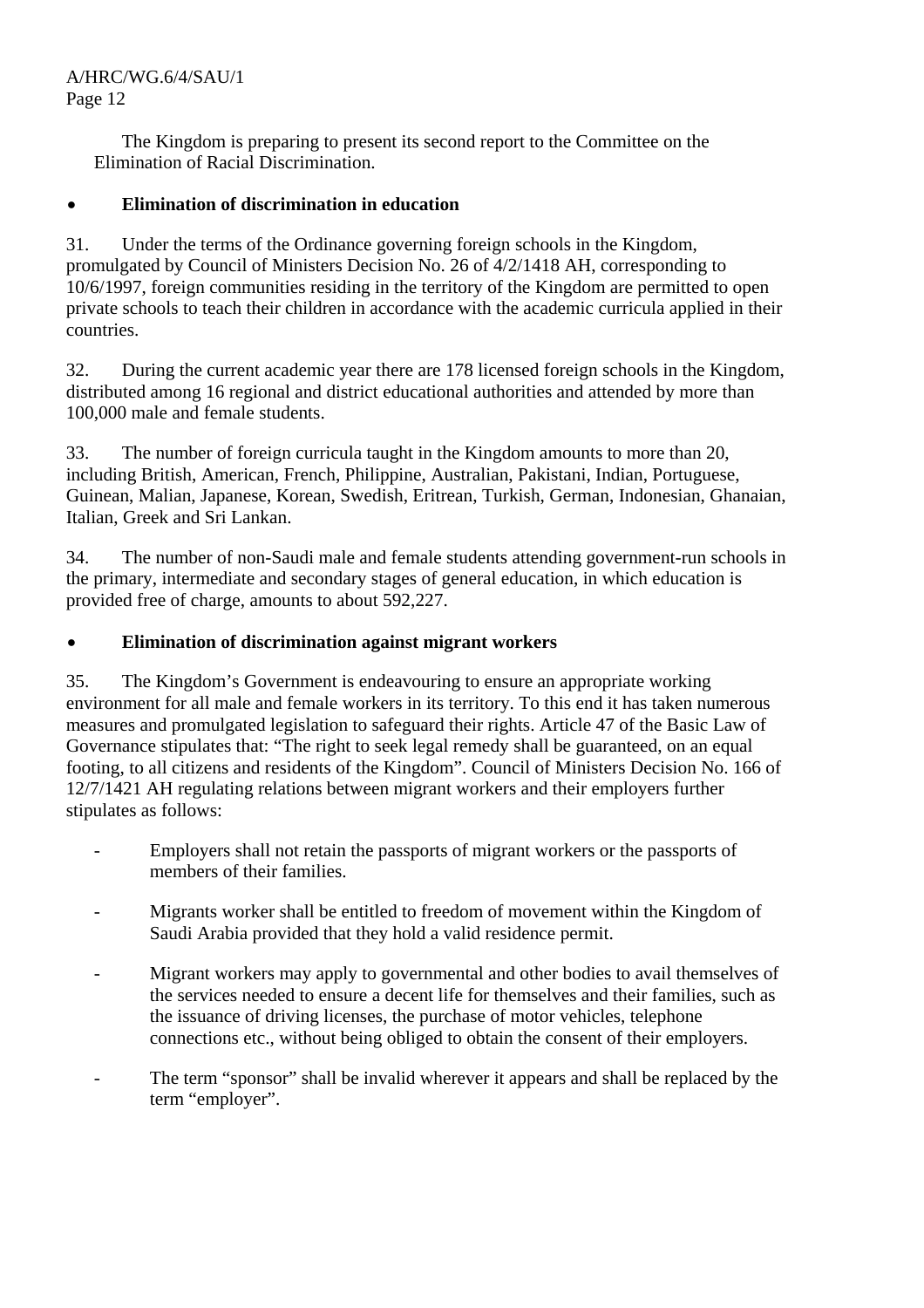The Kingdom is preparing to present its second report to the Committee on the Elimination of Racial Discrimination.

- **Elimination of discrimination in education**

31. Under the terms of the Ordinance governing foreign schools in the Kingdom, promulgated by Council of Ministers Decision No. 26 of 4/2/1418 AH, corresponding to 10/6/1997, foreign communities residing in the territory of the Kingdom are permitted to open private schools to teach their children in accordance with the academic curricula applied in their countries.

32. During the current academic year there are 178 licensed foreign schools in the Kingdom, distributed among 16 regional and district educational authorities and attended by more than 100,000 male and female students.

33. The number of foreign curricula taught in the Kingdom amounts to more than 20, including British, American, French, Philippine, Australian, Pakistani, Indian, Portuguese, Guinean, Malian, Japanese, Korean, Swedish, Eritrean, Turkish, German, Indonesian, Ghanaian, Italian, Greek and Sri Lankan.

34. The number of non-Saudi male and female students attending government-run schools in the primary, intermediate and secondary stages of general education, in which education is provided free of charge, amounts to about 592,227.

- **Elimination of discrimination against migrant workers**

35. The Kingdom's Government is endeavouring to ensure an appropriate working environment for all male and female workers in its territory. To this end it has taken numerous measures and promulgated legislation to safeguard their rights. Article 47 of the Basic Law of Governance stipulates that: "The right to seek legal remedy shall be guaranteed, on an equal footing, to all citizens and residents of the Kingdom". Council of Ministers Decision No. 166 of 12/7/1421 AH regulating relations between migrant workers and their employers further stipulates as follows:

- Employers shall not retain the passports of migrant workers or the passports of members of their families.
- Migrants worker shall be entitled to freedom of movement within the Kingdom of Saudi Arabia provided that they hold a valid residence permit.
- Migrant workers may apply to governmental and other bodies to avail themselves of the services needed to ensure a decent life for themselves and their families, such as the issuance of driving licenses, the purchase of motor vehicles, telephone connections etc., without being obliged to obtain the consent of their employers.
- The term "sponsor" shall be invalid wherever it appears and shall be replaced by the term "employer".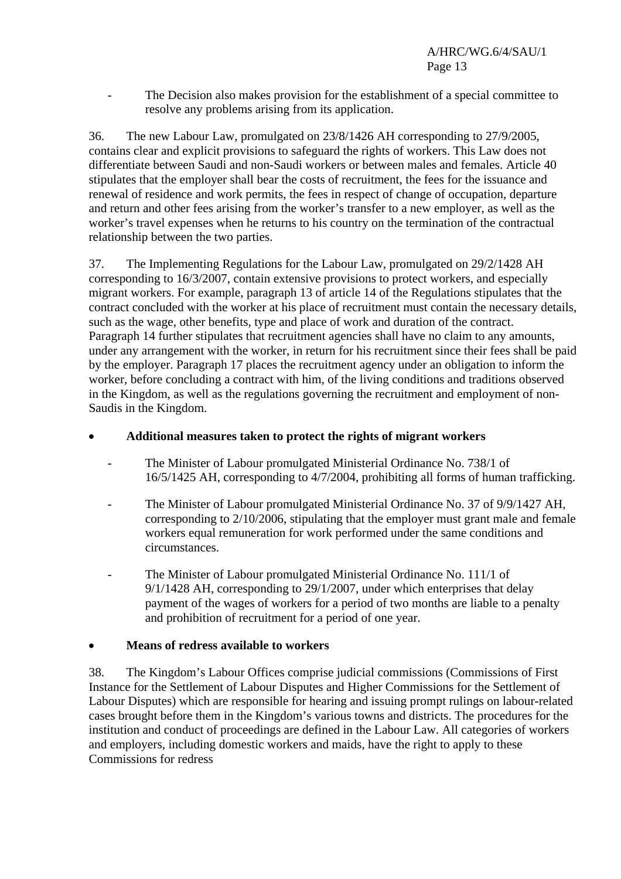- The Decision also makes provision for the establishment of a special committee to resolve any problems arising from its application.

36. The new Labour Law, promulgated on 23/8/1426 AH corresponding to 27/9/2005, contains clear and explicit provisions to safeguard the rights of workers. This Law does not differentiate between Saudi and non-Saudi workers or between males and females. Article 40 stipulates that the employer shall bear the costs of recruitment, the fees for the issuance and renewal of residence and work permits, the fees in respect of change of occupation, departure and return and other fees arising from the worker's transfer to a new employer, as well as the worker's travel expenses when he returns to his country on the termination of the contractual relationship between the two parties.

37. The Implementing Regulations for the Labour Law, promulgated on 29/2/1428 AH corresponding to 16/3/2007, contain extensive provisions to protect workers, and especially migrant workers. For example, paragraph 13 of article 14 of the Regulations stipulates that the contract concluded with the worker at his place of recruitment must contain the necessary details, such as the wage, other benefits, type and place of work and duration of the contract. Paragraph 14 further stipulates that recruitment agencies shall have no claim to any amounts, under any arrangement with the worker, in return for his recruitment since their fees shall be paid by the employer. Paragraph 17 places the recruitment agency under an obligation to inform the worker, before concluding a contract with him, of the living conditions and traditions observed in the Kingdom, as well as the regulations governing the recruitment and employment of non-Saudis in the Kingdom.

- **Additional measures taken to protect the rights of migrant workers**

  - The Minister of Labour promulgated Ministerial Ordinance No. 738/1 of 16/5/1425 AH, corresponding to 4/7/2004, prohibiting all forms of human trafficking.

  - The Minister of Labour promulgated Ministerial Ordinance No. 37 of 9/9/1427 AH, corresponding to 2/10/2006, stipulating that the employer must grant male and female workers equal remuneration for work performed under the same conditions and circumstances.

  - The Minister of Labour promulgated Ministerial Ordinance No. 111/1 of 9/1/1428 AH, corresponding to 29/1/2007, under which enterprises that delay payment of the wages of workers for a period of two months are liable to a penalty and prohibition of recruitment for a period of one year.

- **Means of redress available to workers**

38. The Kingdom's Labour Offices comprise judicial commissions (Commissions of First Instance for the Settlement of Labour Disputes and Higher Commissions for the Settlement of Labour Disputes) which are responsible for hearing and issuing prompt rulings on labour-related cases brought before them in the Kingdom's various towns and districts. The procedures for the institution and conduct of proceedings are defined in the Labour Law. All categories of workers and employers, including domestic workers and maids, have the right to apply to these Commissions for redress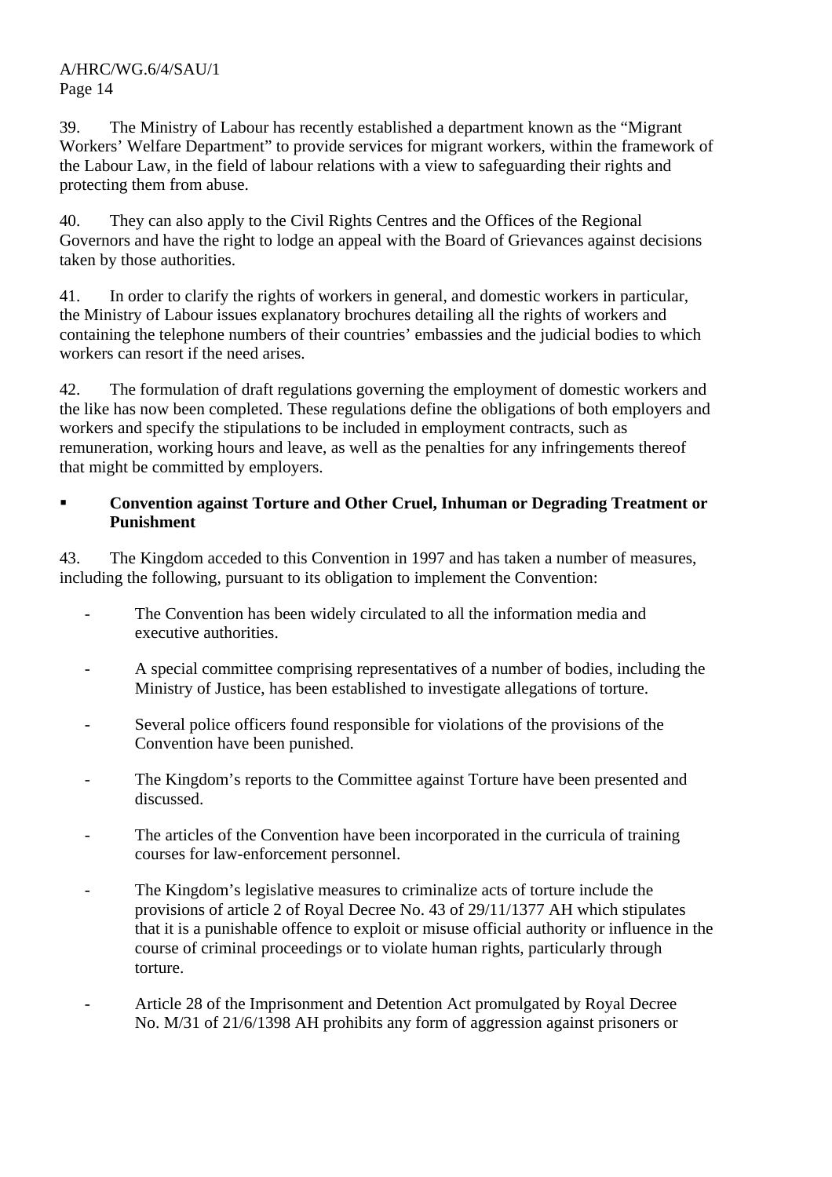39. The Ministry of Labour has recently established a department known as the "Migrant Workers' Welfare Department" to provide services for migrant workers, within the framework of the Labour Law, in the field of labour relations with a view to safeguarding their rights and protecting them from abuse.

40. They can also apply to the Civil Rights Centres and the Offices of the Regional Governors and have the right to lodge an appeal with the Board of Grievances against decisions taken by those authorities.

41. In order to clarify the rights of workers in general, and domestic workers in particular, the Ministry of Labour issues explanatory brochures detailing all the rights of workers and containing the telephone numbers of their countries' embassies and the judicial bodies to which workers can resort if the need arises.

42. The formulation of draft regulations governing the employment of domestic workers and the like has now been completed. These regulations define the obligations of both employers and workers and specify the stipulations to be included in employment contracts, such as remuneration, working hours and leave, as well as the penalties for any infringements thereof that might be committed by employers.

- **Convention against Torture and Other Cruel, Inhuman or Degrading Treatment or Punishment**

43. The Kingdom acceded to this Convention in 1997 and has taken a number of measures, including the following, pursuant to its obligation to implement the Convention:

- The Convention has been widely circulated to all the information media and executive authorities.
- A special committee comprising representatives of a number of bodies, including the Ministry of Justice, has been established to investigate allegations of torture.
- Several police officers found responsible for violations of the provisions of the Convention have been punished.
- The Kingdom's reports to the Committee against Torture have been presented and discussed.
- The articles of the Convention have been incorporated in the curricula of training courses for law-enforcement personnel.
- The Kingdom's legislative measures to criminalize acts of torture include the provisions of article 2 of Royal Decree No. 43 of 29/11/1377 AH which stipulates that it is a punishable offence to exploit or misuse official authority or influence in the course of criminal proceedings or to violate human rights, particularly through torture.
- Article 28 of the Imprisonment and Detention Act promulgated by Royal Decree No. M/31 of 21/6/1398 AH prohibits any form of aggression against prisoners or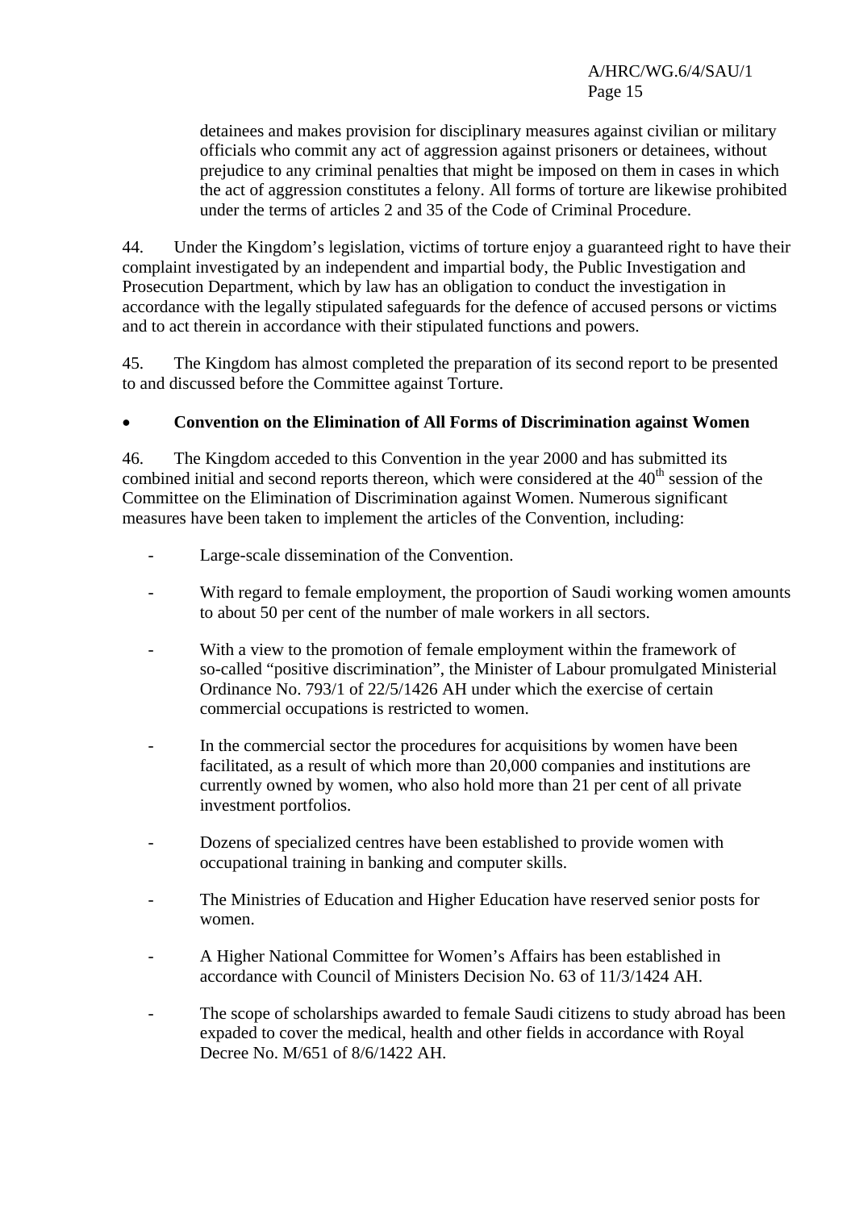detainees and makes provision for disciplinary measures against civilian or military officials who commit any act of aggression against prisoners or detainees, without prejudice to any criminal penalties that might be imposed on them in cases in which the act of aggression constitutes a felony. All forms of torture are likewise prohibited under the terms of articles 2 and 35 of the Code of Criminal Procedure.

44. Under the Kingdom's legislation, victims of torture enjoy a guaranteed right to have their complaint investigated by an independent and impartial body, the Public Investigation and Prosecution Department, which by law has an obligation to conduct the investigation in accordance with the legally stipulated safeguards for the defence of accused persons or victims and to act therein in accordance with their stipulated functions and powers.

45. The Kingdom has almost completed the preparation of its second report to be presented to and discussed before the Committee against Torture.

- **Convention on the Elimination of All Forms of Discrimination against Women**

46. The Kingdom acceded to this Convention in the year 2000 and has submitted its combined initial and second reports thereon, which were considered at the 40th session of the Committee on the Elimination of Discrimination against Women. Numerous significant measures have been taken to implement the articles of the Convention, including:

- Large-scale dissemination of the Convention.
- With regard to female employment, the proportion of Saudi working women amounts to about 50 per cent of the number of male workers in all sectors.
- With a view to the promotion of female employment within the framework of so-called "positive discrimination", the Minister of Labour promulgated Ministerial Ordinance No. 793/1 of 22/5/1426 AH under which the exercise of certain commercial occupations is restricted to women.
- In the commercial sector the procedures for acquisitions by women have been facilitated, as a result of which more than 20,000 companies and institutions are currently owned by women, who also hold more than 21 per cent of all private investment portfolios.
- Dozens of specialized centres have been established to provide women with occupational training in banking and computer skills.
- The Ministries of Education and Higher Education have reserved senior posts for women.
- A Higher National Committee for Women's Affairs has been established in accordance with Council of Ministers Decision No. 63 of 11/3/1424 AH.
- The scope of scholarships awarded to female Saudi citizens to study abroad has been expaded to cover the medical, health and other fields in accordance with Royal Decree No. M/651 of 8/6/1422 AH.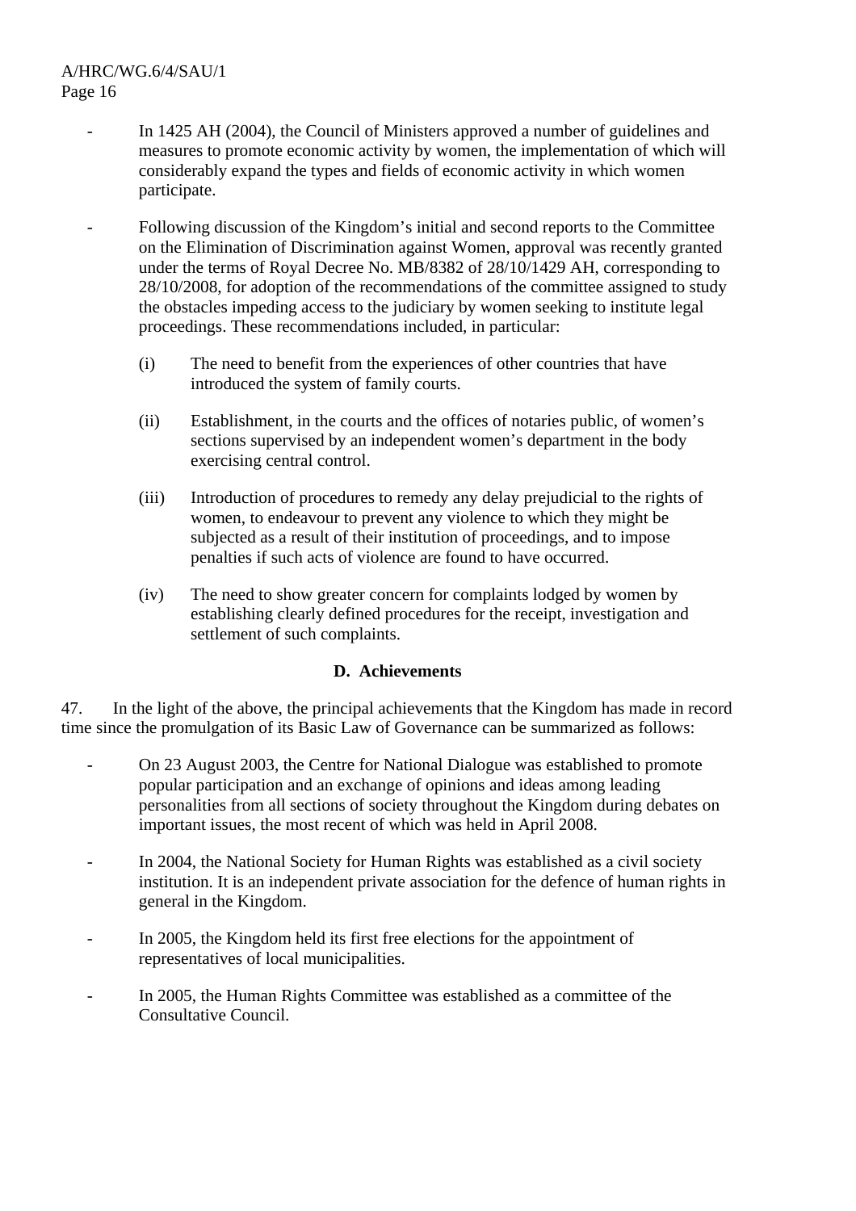- In 1425 AH (2004), the Council of Ministers approved a number of guidelines and measures to promote economic activity by women, the implementation of which will considerably expand the types and fields of economic activity in which women participate.

- Following discussion of the Kingdom's initial and second reports to the Committee on the Elimination of Discrimination against Women, approval was recently granted under the terms of Royal Decree No. MB/8382 of 28/10/1429 AH, corresponding to 28/10/2008, for adoption of the recommendations of the committee assigned to study the obstacles impeding access to the judiciary by women seeking to institute legal proceedings. These recommendations included, in particular:

  (i) The need to benefit from the experiences of other countries that have introduced the system of family courts.

  (ii) Establishment, in the courts and the offices of notaries public, of women's sections supervised by an independent women's department in the body exercising central control.

  (iii) Introduction of procedures to remedy any delay prejudicial to the rights of women, to endeavour to prevent any violence to which they might be subjected as a result of their institution of proceedings, and to impose penalties if such acts of violence are found to have occurred.

  (iv) The need to show greater concern for complaints lodged by women by establishing clearly defined procedures for the receipt, investigation and settlement of such complaints.

### D. Achievements

47. In the light of the above, the principal achievements that the Kingdom has made in record time since the promulgation of its Basic Law of Governance can be summarized as follows:

- On 23 August 2003, the Centre for National Dialogue was established to promote popular participation and an exchange of opinions and ideas among leading personalities from all sections of society throughout the Kingdom during debates on important issues, the most recent of which was held in April 2008.

- In 2004, the National Society for Human Rights was established as a civil society institution. It is an independent private association for the defence of human rights in general in the Kingdom.

- In 2005, the Kingdom held its first free elections for the appointment of representatives of local municipalities.

- In 2005, the Human Rights Committee was established as a committee of the Consultative Council.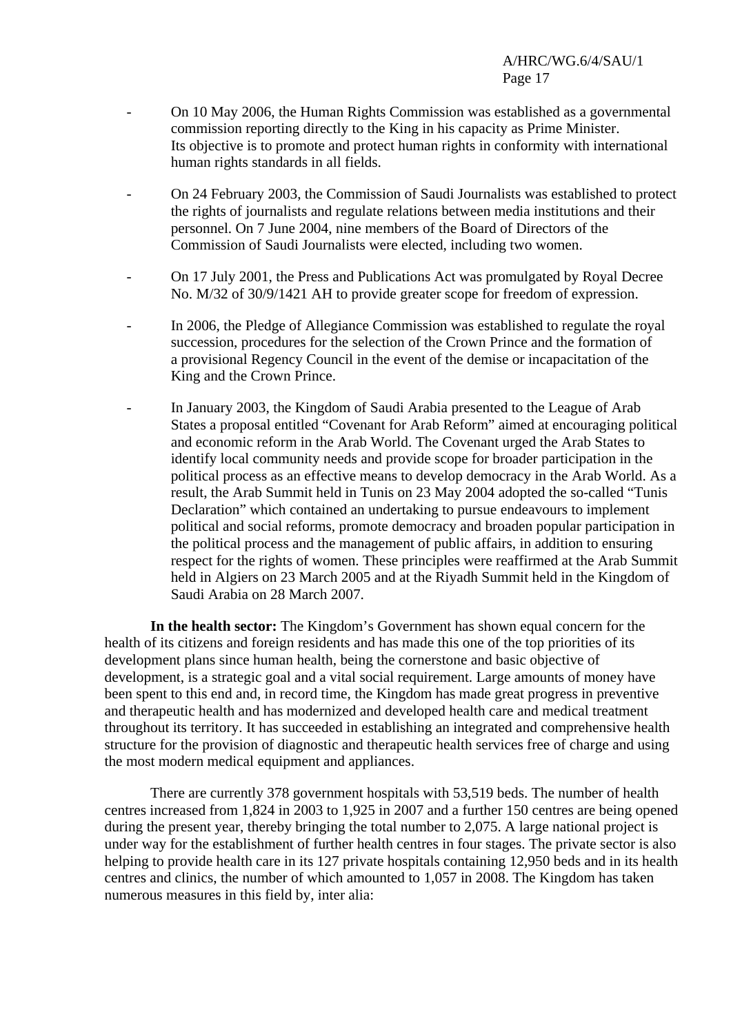- On 10 May 2006, the Human Rights Commission was established as a governmental commission reporting directly to the King in his capacity as Prime Minister. Its objective is to promote and protect human rights in conformity with international human rights standards in all fields.

- On 24 February 2003, the Commission of Saudi Journalists was established to protect the rights of journalists and regulate relations between media institutions and their personnel. On 7 June 2004, nine members of the Board of Directors of the Commission of Saudi Journalists were elected, including two women.

- On 17 July 2001, the Press and Publications Act was promulgated by Royal Decree No. M/32 of 30/9/1421 AH to provide greater scope for freedom of expression.

- In 2006, the Pledge of Allegiance Commission was established to regulate the royal succession, procedures for the selection of the Crown Prince and the formation of a provisional Regency Council in the event of the demise or incapacitation of the King and the Crown Prince.

- In January 2003, the Kingdom of Saudi Arabia presented to the League of Arab States a proposal entitled "Covenant for Arab Reform" aimed at encouraging political and economic reform in the Arab World. The Covenant urged the Arab States to identify local community needs and provide scope for broader participation in the political process as an effective means to develop democracy in the Arab World. As a result, the Arab Summit held in Tunis on 23 May 2004 adopted the so-called "Tunis Declaration" which contained an undertaking to pursue endeavours to implement political and social reforms, promote democracy and broaden popular participation in the political process and the management of public affairs, in addition to ensuring respect for the rights of women. These principles were reaffirmed at the Arab Summit held in Algiers on 23 March 2005 and at the Riyadh Summit held in the Kingdom of Saudi Arabia on 28 March 2007.

**In the health sector:** The Kingdom's Government has shown equal concern for the health of its citizens and foreign residents and has made this one of the top priorities of its development plans since human health, being the cornerstone and basic objective of development, is a strategic goal and a vital social requirement. Large amounts of money have been spent to this end and, in record time, the Kingdom has made great progress in preventive and therapeutic health and has modernized and developed health care and medical treatment throughout its territory. It has succeeded in establishing an integrated and comprehensive health structure for the provision of diagnostic and therapeutic health services free of charge and using the most modern medical equipment and appliances.

There are currently 378 government hospitals with 53,519 beds. The number of health centres increased from 1,824 in 2003 to 1,925 in 2007 and a further 150 centres are being opened during the present year, thereby bringing the total number to 2,075. A large national project is under way for the establishment of further health centres in four stages. The private sector is also helping to provide health care in its 127 private hospitals containing 12,950 beds and in its health centres and clinics, the number of which amounted to 1,057 in 2008. The Kingdom has taken numerous measures in this field by, inter alia: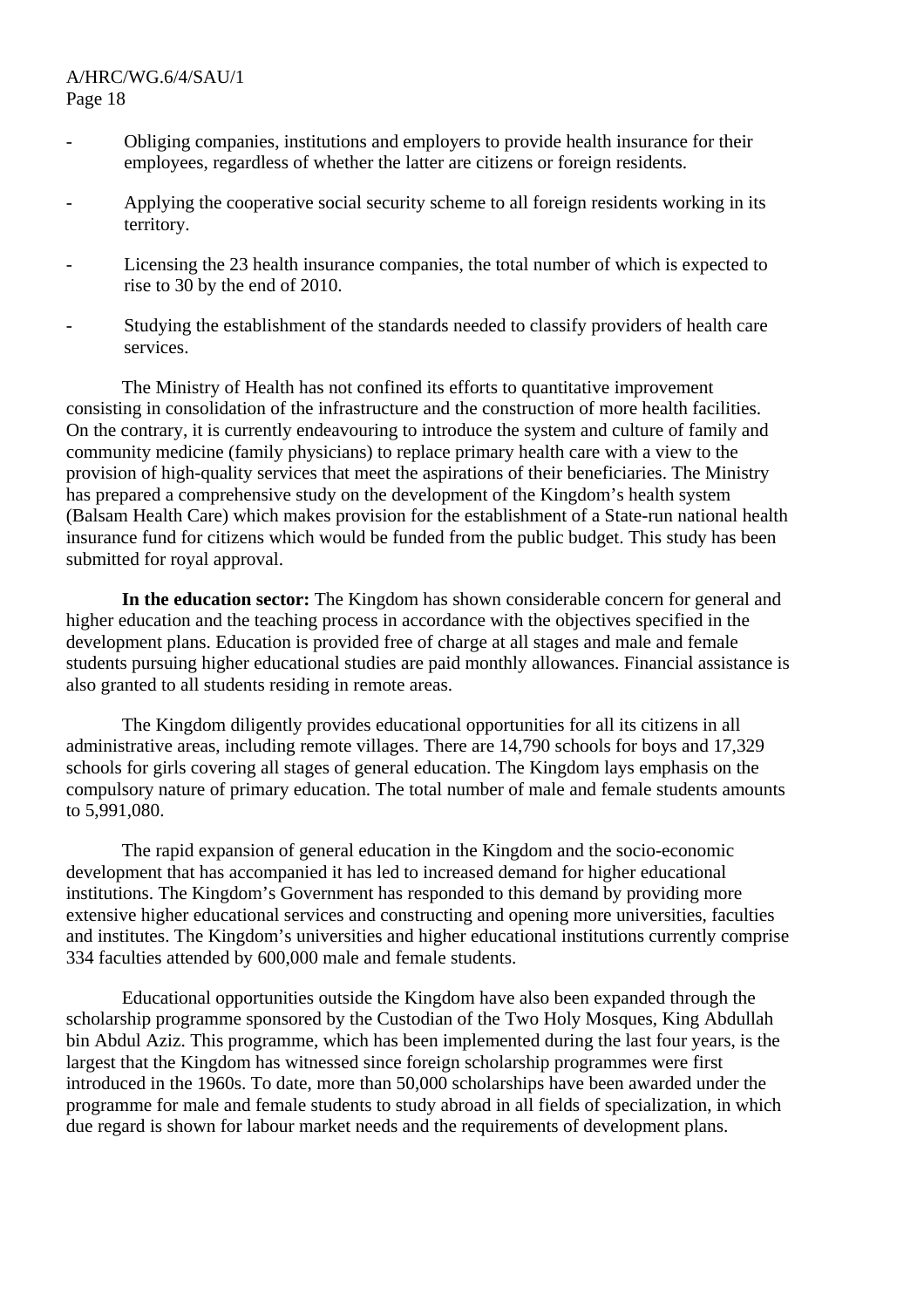- Obliging companies, institutions and employers to provide health insurance for their employees, regardless of whether the latter are citizens or foreign residents.

- Applying the cooperative social security scheme to all foreign residents working in its territory.

- Licensing the 23 health insurance companies, the total number of which is expected to rise to 30 by the end of 2010.

- Studying the establishment of the standards needed to classify providers of health care services.

The Ministry of Health has not confined its efforts to quantitative improvement consisting in consolidation of the infrastructure and the construction of more health facilities. On the contrary, it is currently endeavouring to introduce the system and culture of family and community medicine (family physicians) to replace primary health care with a view to the provision of high-quality services that meet the aspirations of their beneficiaries. The Ministry has prepared a comprehensive study on the development of the Kingdom's health system (Balsam Health Care) which makes provision for the establishment of a State-run national health insurance fund for citizens which would be funded from the public budget. This study has been submitted for royal approval.

**In the education sector:** The Kingdom has shown considerable concern for general and higher education and the teaching process in accordance with the objectives specified in the development plans. Education is provided free of charge at all stages and male and female students pursuing higher educational studies are paid monthly allowances. Financial assistance is also granted to all students residing in remote areas.

The Kingdom diligently provides educational opportunities for all its citizens in all administrative areas, including remote villages. There are 14,790 schools for boys and 17,329 schools for girls covering all stages of general education. The Kingdom lays emphasis on the compulsory nature of primary education. The total number of male and female students amounts to 5,991,080.

The rapid expansion of general education in the Kingdom and the socio-economic development that has accompanied it has led to increased demand for higher educational institutions. The Kingdom's Government has responded to this demand by providing more extensive higher educational services and constructing and opening more universities, faculties and institutes. The Kingdom's universities and higher educational institutions currently comprise 334 faculties attended by 600,000 male and female students.

Educational opportunities outside the Kingdom have also been expanded through the scholarship programme sponsored by the Custodian of the Two Holy Mosques, King Abdullah bin Abdul Aziz. This programme, which has been implemented during the last four years, is the largest that the Kingdom has witnessed since foreign scholarship programmes were first introduced in the 1960s. To date, more than 50,000 scholarships have been awarded under the programme for male and female students to study abroad in all fields of specialization, in which due regard is shown for labour market needs and the requirements of development plans.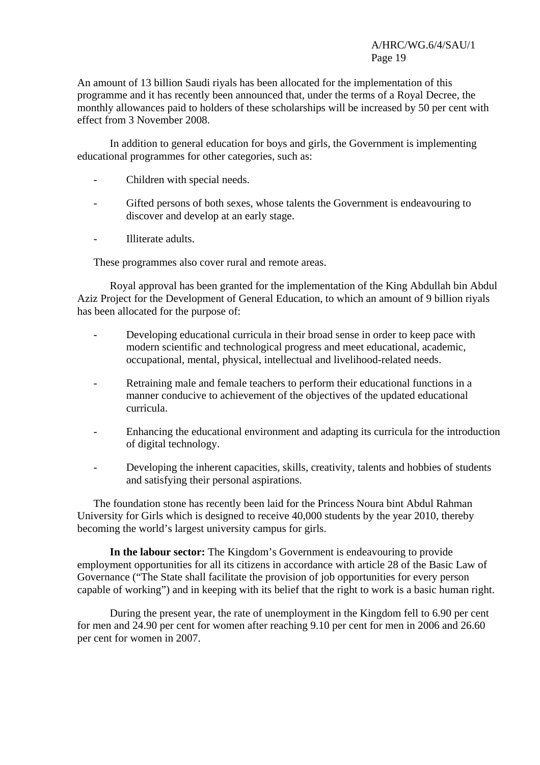An amount of 13 billion Saudi riyals has been allocated for the implementation of this programme and it has recently been announced that, under the terms of a Royal Decree, the monthly allowances paid to holders of these scholarships will be increased by 50 per cent with effect from 3 November 2008.

In addition to general education for boys and girls, the Government is implementing educational programmes for other categories, such as:

- Children with special needs.
- Gifted persons of both sexes, whose talents the Government is endeavouring to discover and develop at an early stage.
- Illiterate adults.

These programmes also cover rural and remote areas.

Royal approval has been granted for the implementation of the King Abdullah bin Abdul Aziz Project for the Development of General Education, to which an amount of 9 billion riyals has been allocated for the purpose of:

- Developing educational curricula in their broad sense in order to keep pace with modern scientific and technological progress and meet educational, academic, occupational, mental, physical, intellectual and livelihood-related needs.
- Retraining male and female teachers to perform their educational functions in a manner conducive to achievement of the objectives of the updated educational curricula.
- Enhancing the educational environment and adapting its curricula for the introduction of digital technology.
- Developing the inherent capacities, skills, creativity, talents and hobbies of students and satisfying their personal aspirations.

The foundation stone has recently been laid for the Princess Noura bint Abdul Rahman University for Girls which is designed to receive 40,000 students by the year 2010, thereby becoming the world's largest university campus for girls.

**In the labour sector:** The Kingdom's Government is endeavouring to provide employment opportunities for all its citizens in accordance with article 28 of the Basic Law of Governance ("The State shall facilitate the provision of job opportunities for every person capable of working") and in keeping with its belief that the right to work is a basic human right.

During the present year, the rate of unemployment in the Kingdom fell to 6.90 per cent for men and 24.90 per cent for women after reaching 9.10 per cent for men in 2006 and 26.60 per cent for women in 2007.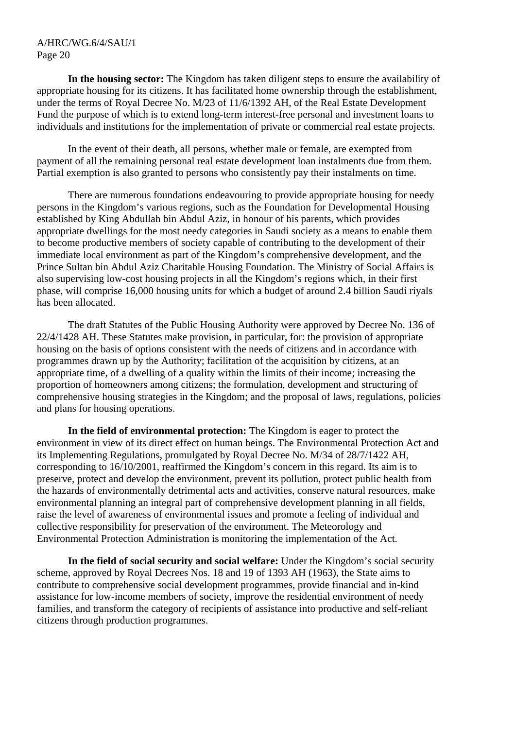**In the housing sector:** The Kingdom has taken diligent steps to ensure the availability of appropriate housing for its citizens. It has facilitated home ownership through the establishment, under the terms of Royal Decree No. M/23 of 11/6/1392 AH, of the Real Estate Development Fund the purpose of which is to extend long-term interest-free personal and investment loans to individuals and institutions for the implementation of private or commercial real estate projects.

In the event of their death, all persons, whether male or female, are exempted from payment of all the remaining personal real estate development loan instalments due from them. Partial exemption is also granted to persons who consistently pay their instalments on time.

There are numerous foundations endeavouring to provide appropriate housing for needy persons in the Kingdom's various regions, such as the Foundation for Developmental Housing established by King Abdullah bin Abdul Aziz, in honour of his parents, which provides appropriate dwellings for the most needy categories in Saudi society as a means to enable them to become productive members of society capable of contributing to the development of their immediate local environment as part of the Kingdom's comprehensive development, and the Prince Sultan bin Abdul Aziz Charitable Housing Foundation. The Ministry of Social Affairs is also supervising low-cost housing projects in all the Kingdom's regions which, in their first phase, will comprise 16,000 housing units for which a budget of around 2.4 billion Saudi riyals has been allocated.

The draft Statutes of the Public Housing Authority were approved by Decree No. 136 of 22/4/1428 AH. These Statutes make provision, in particular, for: the provision of appropriate housing on the basis of options consistent with the needs of citizens and in accordance with programmes drawn up by the Authority; facilitation of the acquisition by citizens, at an appropriate time, of a dwelling of a quality within the limits of their income; increasing the proportion of homeowners among citizens; the formulation, development and structuring of comprehensive housing strategies in the Kingdom; and the proposal of laws, regulations, policies and plans for housing operations.

**In the field of environmental protection:** The Kingdom is eager to protect the environment in view of its direct effect on human beings. The Environmental Protection Act and its Implementing Regulations, promulgated by Royal Decree No. M/34 of 28/7/1422 AH, corresponding to 16/10/2001, reaffirmed the Kingdom's concern in this regard. Its aim is to preserve, protect and develop the environment, prevent its pollution, protect public health from the hazards of environmentally detrimental acts and activities, conserve natural resources, make environmental planning an integral part of comprehensive development planning in all fields, raise the level of awareness of environmental issues and promote a feeling of individual and collective responsibility for preservation of the environment. The Meteorology and Environmental Protection Administration is monitoring the implementation of the Act.

**In the field of social security and social welfare:** Under the Kingdom's social security scheme, approved by Royal Decrees Nos. 18 and 19 of 1393 AH (1963), the State aims to contribute to comprehensive social development programmes, provide financial and in-kind assistance for low-income members of society, improve the residential environment of needy families, and transform the category of recipients of assistance into productive and self-reliant citizens through production programmes.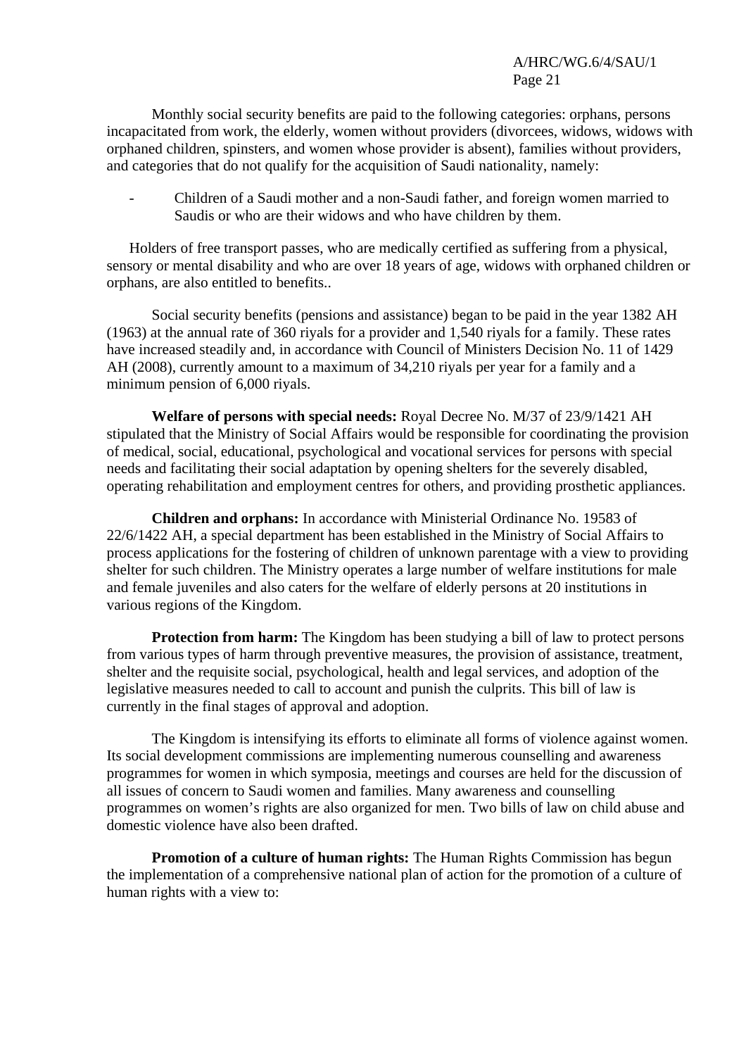Monthly social security benefits are paid to the following categories: orphans, persons incapacitated from work, the elderly, women without providers (divorcees, widows, widows with orphaned children, spinsters, and women whose provider is absent), families without providers, and categories that do not qualify for the acquisition of Saudi nationality, namely:

- Children of a Saudi mother and a non-Saudi father, and foreign women married to Saudis or who are their widows and who have children by them.

Holders of free transport passes, who are medically certified as suffering from a physical, sensory or mental disability and who are over 18 years of age, widows with orphaned children or orphans, are also entitled to benefits..

Social security benefits (pensions and assistance) began to be paid in the year 1382 AH (1963) at the annual rate of 360 riyals for a provider and 1,540 riyals for a family. These rates have increased steadily and, in accordance with Council of Ministers Decision No. 11 of 1429 AH (2008), currently amount to a maximum of 34,210 riyals per year for a family and a minimum pension of 6,000 riyals.

**Welfare of persons with special needs:** Royal Decree No. M/37 of 23/9/1421 AH stipulated that the Ministry of Social Affairs would be responsible for coordinating the provision of medical, social, educational, psychological and vocational services for persons with special needs and facilitating their social adaptation by opening shelters for the severely disabled, operating rehabilitation and employment centres for others, and providing prosthetic appliances.

**Children and orphans:** In accordance with Ministerial Ordinance No. 19583 of 22/6/1422 AH, a special department has been established in the Ministry of Social Affairs to process applications for the fostering of children of unknown parentage with a view to providing shelter for such children. The Ministry operates a large number of welfare institutions for male and female juveniles and also caters for the welfare of elderly persons at 20 institutions in various regions of the Kingdom.

**Protection from harm:** The Kingdom has been studying a bill of law to protect persons from various types of harm through preventive measures, the provision of assistance, treatment, shelter and the requisite social, psychological, health and legal services, and adoption of the legislative measures needed to call to account and punish the culprits. This bill of law is currently in the final stages of approval and adoption.

The Kingdom is intensifying its efforts to eliminate all forms of violence against women. Its social development commissions are implementing numerous counselling and awareness programmes for women in which symposia, meetings and courses are held for the discussion of all issues of concern to Saudi women and families. Many awareness and counselling programmes on women's rights are also organized for men. Two bills of law on child abuse and domestic violence have also been drafted.

**Promotion of a culture of human rights:** The Human Rights Commission has begun the implementation of a comprehensive national plan of action for the promotion of a culture of human rights with a view to: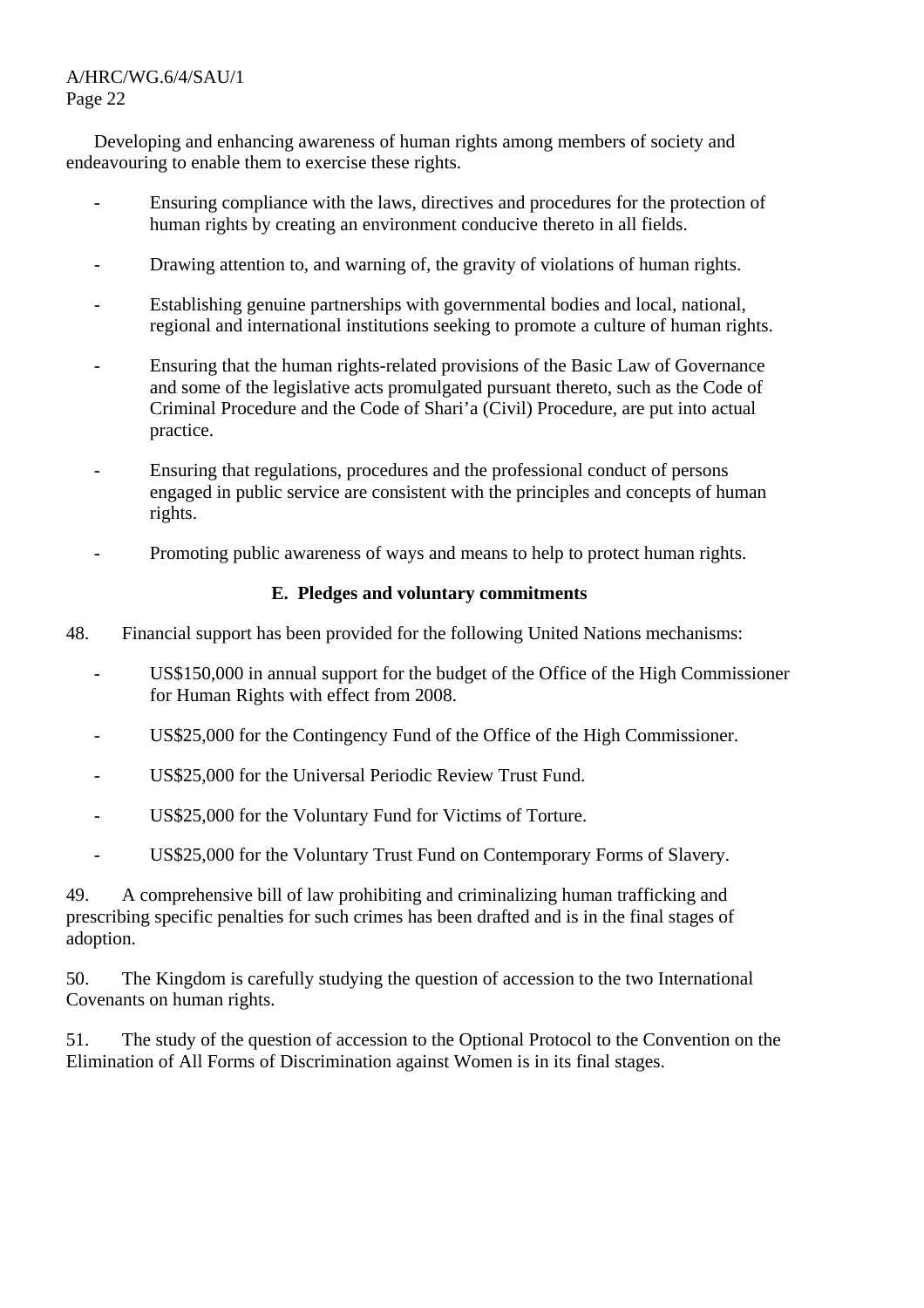Developing and enhancing awareness of human rights among members of society and endeavouring to enable them to exercise these rights.

- Ensuring compliance with the laws, directives and procedures for the protection of human rights by creating an environment conducive thereto in all fields.
- Drawing attention to, and warning of, the gravity of violations of human rights.
- Establishing genuine partnerships with governmental bodies and local, national, regional and international institutions seeking to promote a culture of human rights.
- Ensuring that the human rights-related provisions of the Basic Law of Governance and some of the legislative acts promulgated pursuant thereto, such as the Code of Criminal Procedure and the Code of Shari'a (Civil) Procedure, are put into actual practice.
- Ensuring that regulations, procedures and the professional conduct of persons engaged in public service are consistent with the principles and concepts of human rights.
- Promoting public awareness of ways and means to help to protect human rights.

## E. Pledges and voluntary commitments

48. Financial support has been provided for the following United Nations mechanisms:

- US$150,000 in annual support for the budget of the Office of the High Commissioner for Human Rights with effect from 2008.
- US$25,000 for the Contingency Fund of the Office of the High Commissioner.
- US$25,000 for the Universal Periodic Review Trust Fund.
- US$25,000 for the Voluntary Fund for Victims of Torture.
- US$25,000 for the Voluntary Trust Fund on Contemporary Forms of Slavery.

49. A comprehensive bill of law prohibiting and criminalizing human trafficking and prescribing specific penalties for such crimes has been drafted and is in the final stages of adoption.

50. The Kingdom is carefully studying the question of accession to the two International Covenants on human rights.

51. The study of the question of accession to the Optional Protocol to the Convention on the Elimination of All Forms of Discrimination against Women is in its final stages.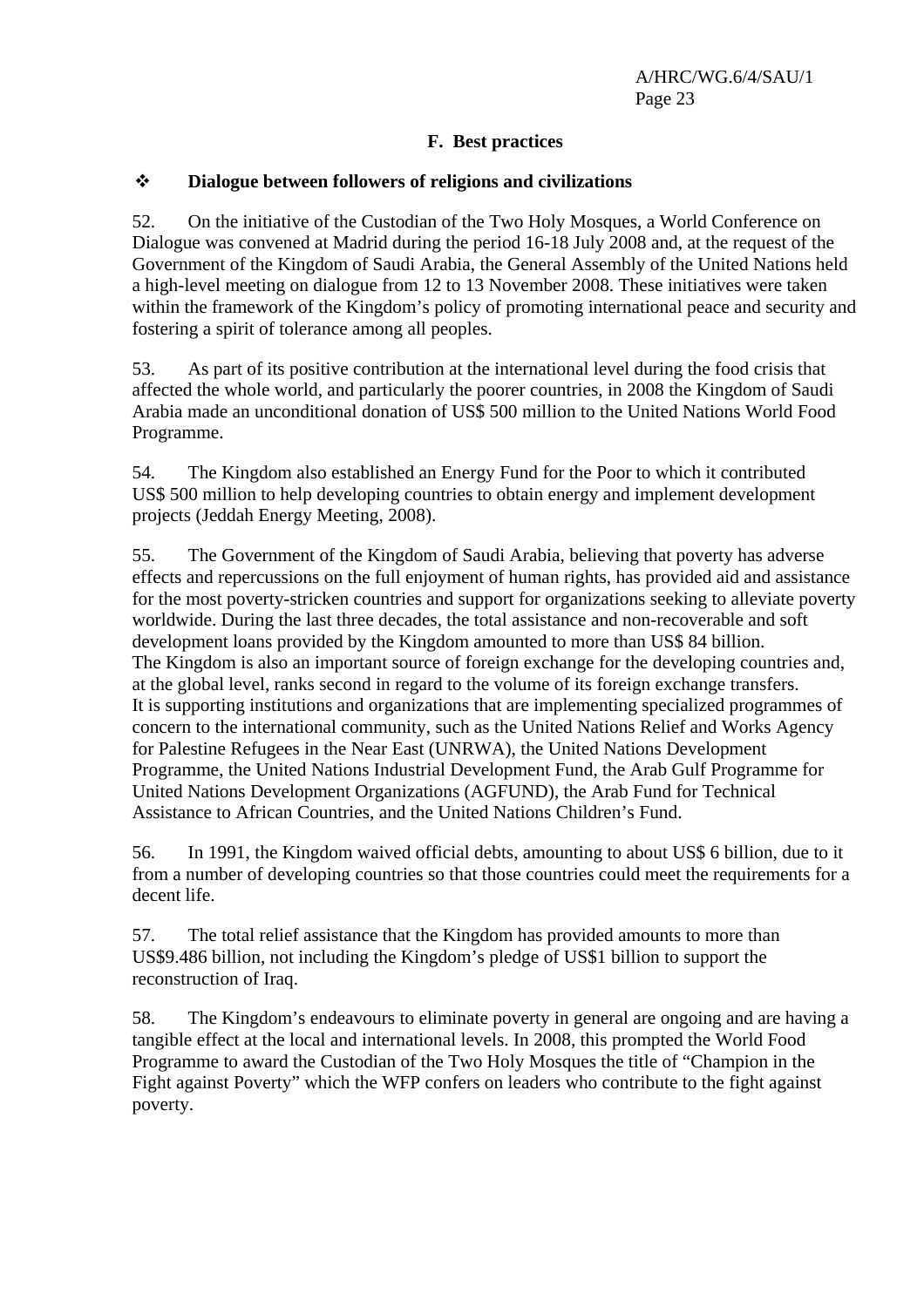## F. Best practices

❖ **Dialogue between followers of religions and civilizations**

52. On the initiative of the Custodian of the Two Holy Mosques, a World Conference on Dialogue was convened at Madrid during the period 16-18 July 2008 and, at the request of the Government of the Kingdom of Saudi Arabia, the General Assembly of the United Nations held a high-level meeting on dialogue from 12 to 13 November 2008. These initiatives were taken within the framework of the Kingdom's policy of promoting international peace and security and fostering a spirit of tolerance among all peoples.

53. As part of its positive contribution at the international level during the food crisis that affected the whole world, and particularly the poorer countries, in 2008 the Kingdom of Saudi Arabia made an unconditional donation of US$ 500 million to the United Nations World Food Programme.

54. The Kingdom also established an Energy Fund for the Poor to which it contributed US$ 500 million to help developing countries to obtain energy and implement development projects (Jeddah Energy Meeting, 2008).

55. The Government of the Kingdom of Saudi Arabia, believing that poverty has adverse effects and repercussions on the full enjoyment of human rights, has provided aid and assistance for the most poverty-stricken countries and support for organizations seeking to alleviate poverty worldwide. During the last three decades, the total assistance and non-recoverable and soft development loans provided by the Kingdom amounted to more than US$ 84 billion. The Kingdom is also an important source of foreign exchange for the developing countries and, at the global level, ranks second in regard to the volume of its foreign exchange transfers. It is supporting institutions and organizations that are implementing specialized programmes of concern to the international community, such as the United Nations Relief and Works Agency for Palestine Refugees in the Near East (UNRWA), the United Nations Development Programme, the United Nations Industrial Development Fund, the Arab Gulf Programme for United Nations Development Organizations (AGFUND), the Arab Fund for Technical Assistance to African Countries, and the United Nations Children's Fund.

56. In 1991, the Kingdom waived official debts, amounting to about US$ 6 billion, due to it from a number of developing countries so that those countries could meet the requirements for a decent life.

57. The total relief assistance that the Kingdom has provided amounts to more than US$9.486 billion, not including the Kingdom's pledge of US$1 billion to support the reconstruction of Iraq.

58. The Kingdom's endeavours to eliminate poverty in general are ongoing and are having a tangible effect at the local and international levels. In 2008, this prompted the World Food Programme to award the Custodian of the Two Holy Mosques the title of "Champion in the Fight against Poverty" which the WFP confers on leaders who contribute to the fight against poverty.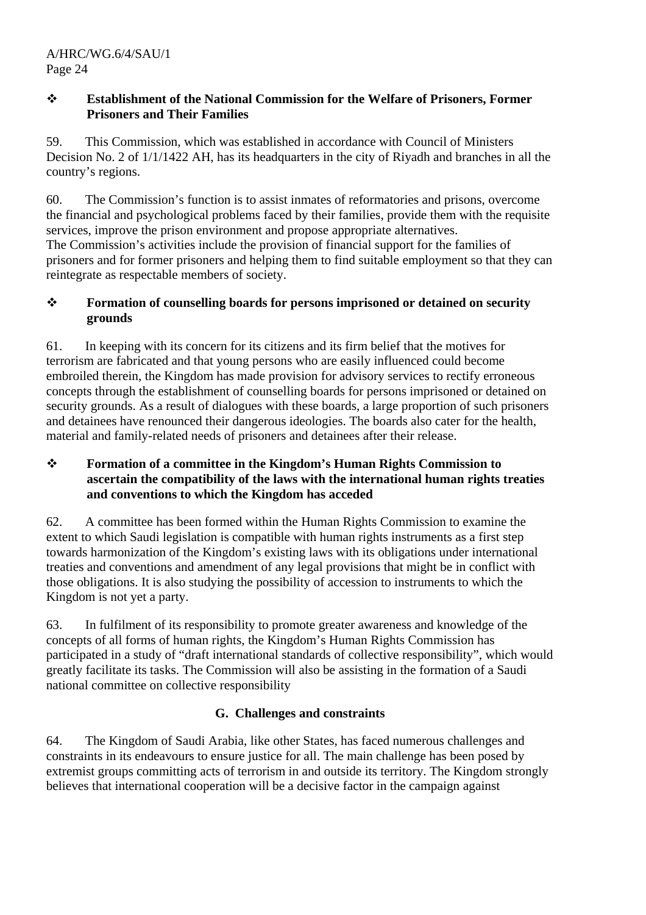❖ **Establishment of the National Commission for the Welfare of Prisoners, Former Prisoners and Their Families**

59. This Commission, which was established in accordance with Council of Ministers Decision No. 2 of 1/1/1422 AH, has its headquarters in the city of Riyadh and branches in all the country's regions.

60. The Commission's function is to assist inmates of reformatories and prisons, overcome the financial and psychological problems faced by their families, provide them with the requisite services, improve the prison environment and propose appropriate alternatives. The Commission's activities include the provision of financial support for the families of prisoners and for former prisoners and helping them to find suitable employment so that they can reintegrate as respectable members of society.

❖ **Formation of counselling boards for persons imprisoned or detained on security grounds**

61. In keeping with its concern for its citizens and its firm belief that the motives for terrorism are fabricated and that young persons who are easily influenced could become embroiled therein, the Kingdom has made provision for advisory services to rectify erroneous concepts through the establishment of counselling boards for persons imprisoned or detained on security grounds. As a result of dialogues with these boards, a large proportion of such prisoners and detainees have renounced their dangerous ideologies. The boards also cater for the health, material and family-related needs of prisoners and detainees after their release.

❖ **Formation of a committee in the Kingdom's Human Rights Commission to ascertain the compatibility of the laws with the international human rights treaties and conventions to which the Kingdom has acceded**

62. A committee has been formed within the Human Rights Commission to examine the extent to which Saudi legislation is compatible with human rights instruments as a first step towards harmonization of the Kingdom's existing laws with its obligations under international treaties and conventions and amendment of any legal provisions that might be in conflict with those obligations. It is also studying the possibility of accession to instruments to which the Kingdom is not yet a party.

63. In fulfilment of its responsibility to promote greater awareness and knowledge of the concepts of all forms of human rights, the Kingdom's Human Rights Commission has participated in a study of "draft international standards of collective responsibility", which would greatly facilitate its tasks. The Commission will also be assisting in the formation of a Saudi national committee on collective responsibility

## G. Challenges and constraints

64. The Kingdom of Saudi Arabia, like other States, has faced numerous challenges and constraints in its endeavours to ensure justice for all. The main challenge has been posed by extremist groups committing acts of terrorism in and outside its territory. The Kingdom strongly believes that international cooperation will be a decisive factor in the campaign against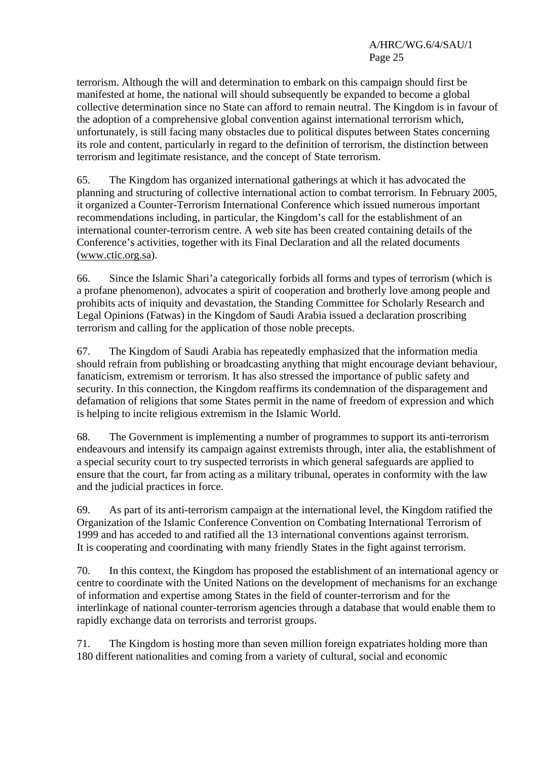terrorism. Although the will and determination to embark on this campaign should first be manifested at home, the national will should subsequently be expanded to become a global collective determination since no State can afford to remain neutral. The Kingdom is in favour of the adoption of a comprehensive global convention against international terrorism which, unfortunately, is still facing many obstacles due to political disputes between States concerning its role and content, particularly in regard to the definition of terrorism, the distinction between terrorism and legitimate resistance, and the concept of State terrorism.

65. The Kingdom has organized international gatherings at which it has advocated the planning and structuring of collective international action to combat terrorism. In February 2005, it organized a Counter-Terrorism International Conference which issued numerous important recommendations including, in particular, the Kingdom's call for the establishment of an international counter-terrorism centre. A web site has been created containing details of the Conference's activities, together with its Final Declaration and all the related documents (www.ctic.org.sa).

66. Since the Islamic Shari'a categorically forbids all forms and types of terrorism (which is a profane phenomenon), advocates a spirit of cooperation and brotherly love among people and prohibits acts of iniquity and devastation, the Standing Committee for Scholarly Research and Legal Opinions (Fatwas) in the Kingdom of Saudi Arabia issued a declaration proscribing terrorism and calling for the application of those noble precepts.

67. The Kingdom of Saudi Arabia has repeatedly emphasized that the information media should refrain from publishing or broadcasting anything that might encourage deviant behaviour, fanaticism, extremism or terrorism. It has also stressed the importance of public safety and security. In this connection, the Kingdom reaffirms its condemnation of the disparagement and defamation of religions that some States permit in the name of freedom of expression and which is helping to incite religious extremism in the Islamic World.

68. The Government is implementing a number of programmes to support its anti-terrorism endeavours and intensify its campaign against extremists through, inter alia, the establishment of a special security court to try suspected terrorists in which general safeguards are applied to ensure that the court, far from acting as a military tribunal, operates in conformity with the law and the judicial practices in force.

69. As part of its anti-terrorism campaign at the international level, the Kingdom ratified the Organization of the Islamic Conference Convention on Combating International Terrorism of 1999 and has acceded to and ratified all the 13 international conventions against terrorism. It is cooperating and coordinating with many friendly States in the fight against terrorism.

70. In this context, the Kingdom has proposed the establishment of an international agency or centre to coordinate with the United Nations on the development of mechanisms for an exchange of information and expertise among States in the field of counter-terrorism and for the interlinkage of national counter-terrorism agencies through a database that would enable them to rapidly exchange data on terrorists and terrorist groups.

71. The Kingdom is hosting more than seven million foreign expatriates holding more than 180 different nationalities and coming from a variety of cultural, social and economic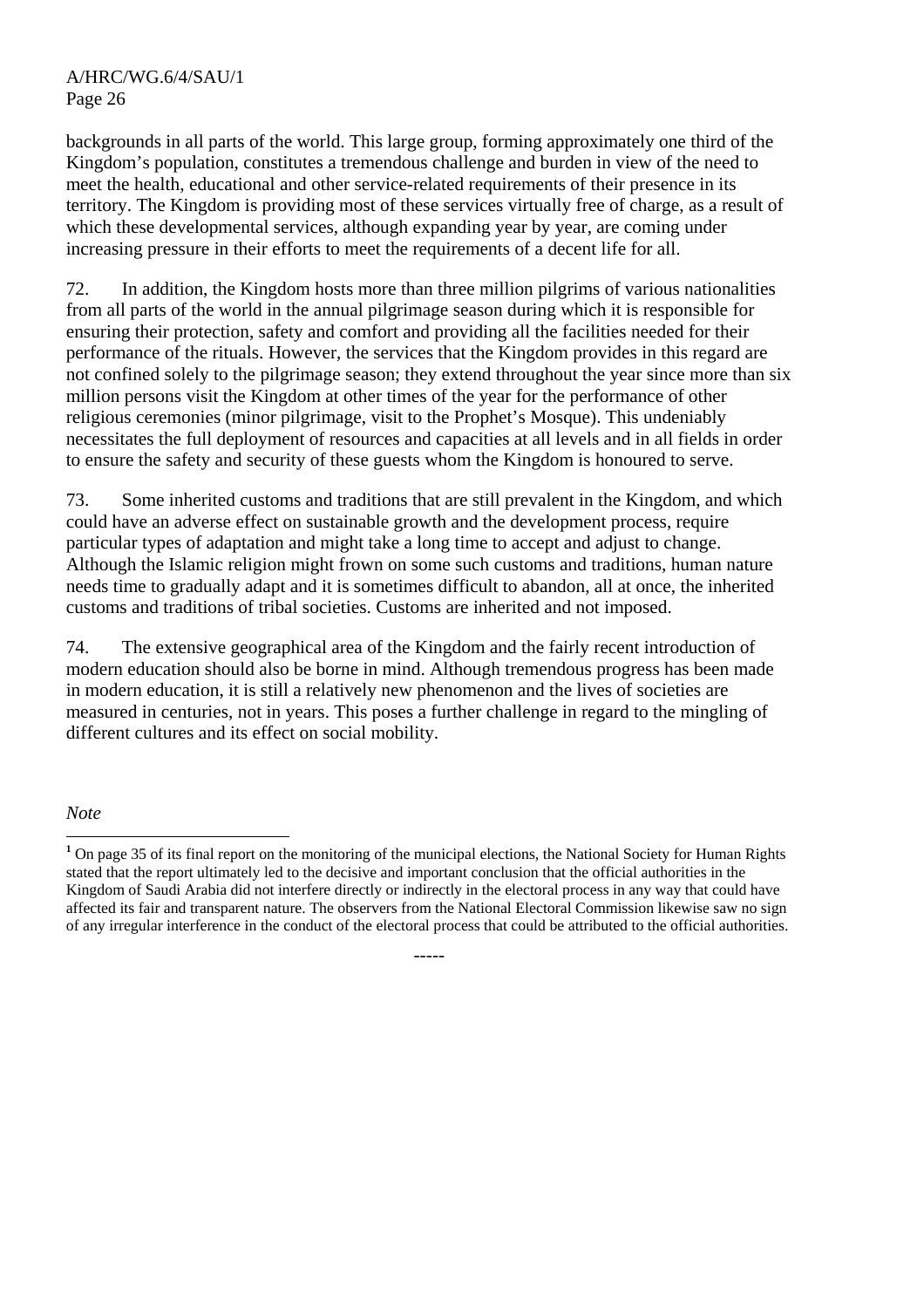backgrounds in all parts of the world. This large group, forming approximately one third of the Kingdom's population, constitutes a tremendous challenge and burden in view of the need to meet the health, educational and other service-related requirements of their presence in its territory. The Kingdom is providing most of these services virtually free of charge, as a result of which these developmental services, although expanding year by year, are coming under increasing pressure in their efforts to meet the requirements of a decent life for all.

72. In addition, the Kingdom hosts more than three million pilgrims of various nationalities from all parts of the world in the annual pilgrimage season during which it is responsible for ensuring their protection, safety and comfort and providing all the facilities needed for their performance of the rituals. However, the services that the Kingdom provides in this regard are not confined solely to the pilgrimage season; they extend throughout the year since more than six million persons visit the Kingdom at other times of the year for the performance of other religious ceremonies (minor pilgrimage, visit to the Prophet's Mosque). This undeniably necessitates the full deployment of resources and capacities at all levels and in all fields in order to ensure the safety and security of these guests whom the Kingdom is honoured to serve.

73. Some inherited customs and traditions that are still prevalent in the Kingdom, and which could have an adverse effect on sustainable growth and the development process, require particular types of adaptation and might take a long time to accept and adjust to change. Although the Islamic religion might frown on some such customs and traditions, human nature needs time to gradually adapt and it is sometimes difficult to abandon, all at once, the inherited customs and traditions of tribal societies. Customs are inherited and not imposed.

74. The extensive geographical area of the Kingdom and the fairly recent introduction of modern education should also be borne in mind. Although tremendous progress has been made in modern education, it is still a relatively new phenomenon and the lives of societies are measured in centuries, not in years. This poses a further challenge in regard to the mingling of different cultures and its effect on social mobility.

*Note*

[1] On page 35 of its final report on the monitoring of the municipal elections, the National Society for Human Rights stated that the report ultimately led to the decisive and important conclusion that the official authorities in the Kingdom of Saudi Arabia did not interfere directly or indirectly in the electoral process in any way that could have affected its fair and transparent nature. The observers from the National Electoral Commission likewise saw no sign of any irregular interference in the conduct of the electoral process that could be attributed to the official authorities.

-----